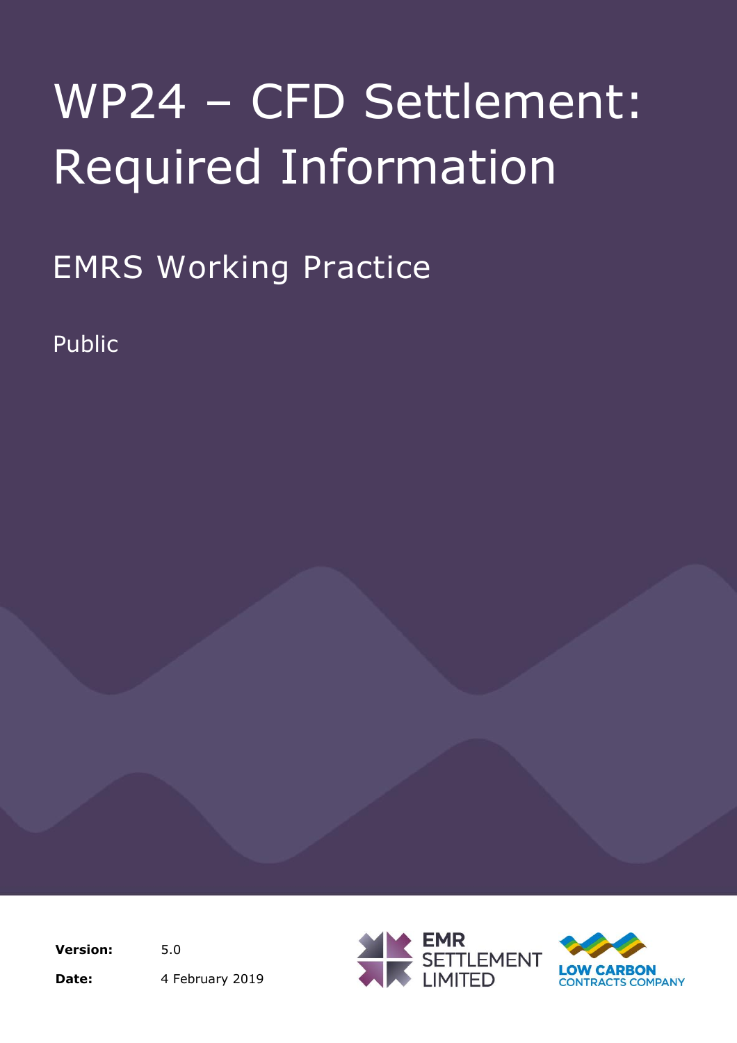# WP24 – CFD Settlement: Required Information

## EMRS Working Practice

Public

**Version:** 5.0

**Date:** 4 February 2019

EMR SETTLEMENT LIMITED

LOW CARBON CONTRACTS COMPANY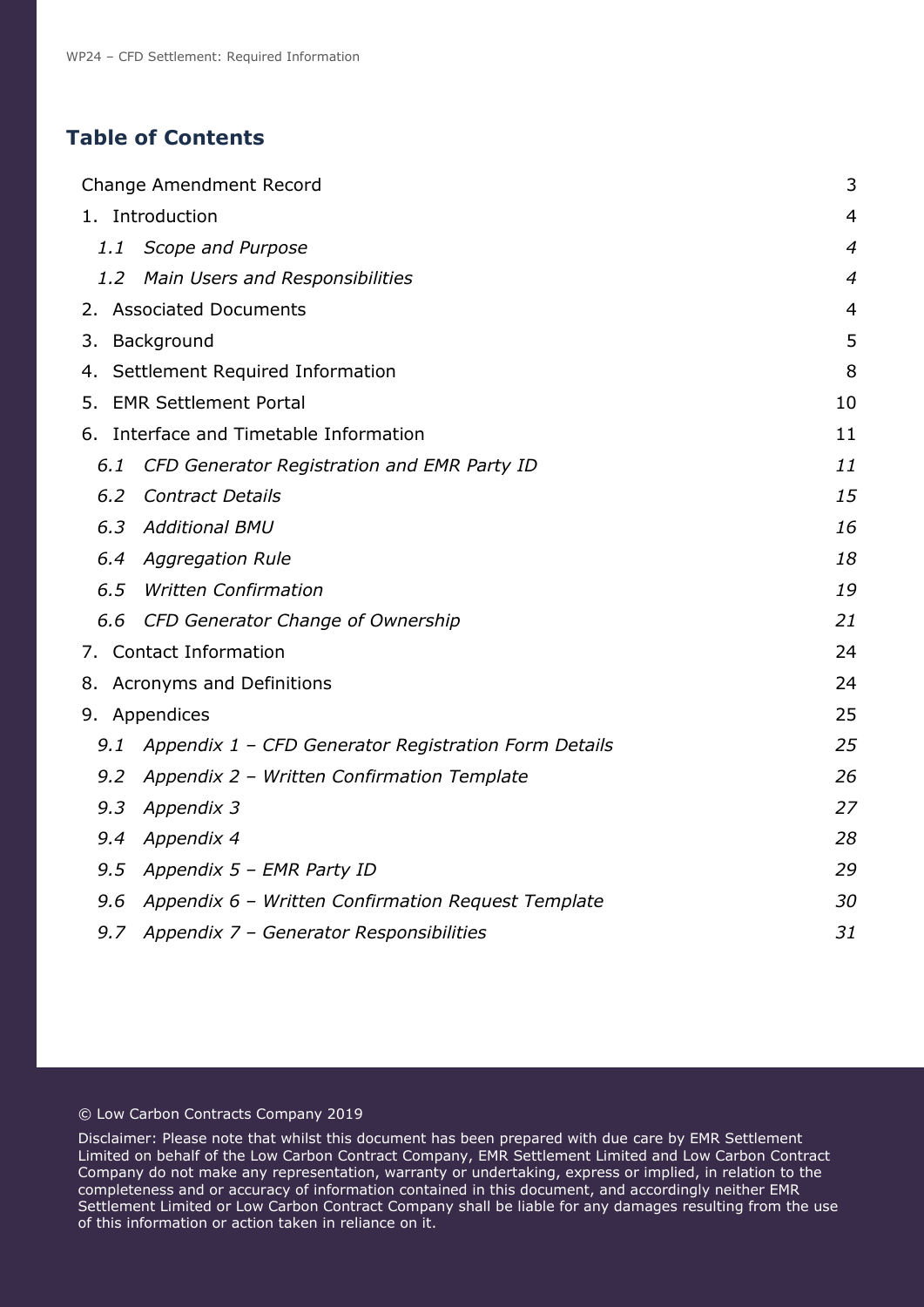## Table of Contents

| | |
|---|---|
| Change Amendment Record | 3 |
| 1. Introduction | 4 |
| *1.1 Scope and Purpose* | *4* |
| *1.2 Main Users and Responsibilities* | *4* |
| 2. Associated Documents | 4 |
| 3. Background | 5 |
| 4. Settlement Required Information | 8 |
| 5. EMR Settlement Portal | 10 |
| 6. Interface and Timetable Information | 11 |
| *6.1 CFD Generator Registration and EMR Party ID* | *11* |
| *6.2 Contract Details* | *15* |
| *6.3 Additional BMU* | *16* |
| *6.4 Aggregation Rule* | *18* |
| *6.5 Written Confirmation* | *19* |
| *6.6 CFD Generator Change of Ownership* | *21* |
| 7. Contact Information | 24 |
| 8. Acronyms and Definitions | 24 |
| 9. Appendices | 25 |
| *9.1 Appendix 1 – CFD Generator Registration Form Details* | *25* |
| *9.2 Appendix 2 – Written Confirmation Template* | *26* |
| *9.3 Appendix 3* | *27* |
| *9.4 Appendix 4* | *28* |
| *9.5 Appendix 5 – EMR Party ID* | *29* |
| *9.6 Appendix 6 – Written Confirmation Request Template* | *30* |
| *9.7 Appendix 7 – Generator Responsibilities* | *31* |

© Low Carbon Contracts Company 2019

Disclaimer: Please note that whilst this document has been prepared with due care by EMR Settlement Limited on behalf of the Low Carbon Contract Company, EMR Settlement Limited and Low Carbon Contract Company do not make any representation, warranty or undertaking, express or implied, in relation to the completeness and or accuracy of information contained in this document, and accordingly neither EMR Settlement Limited or Low Carbon Contract Company shall be liable for any damages resulting from the use of this information or action taken in reliance on it.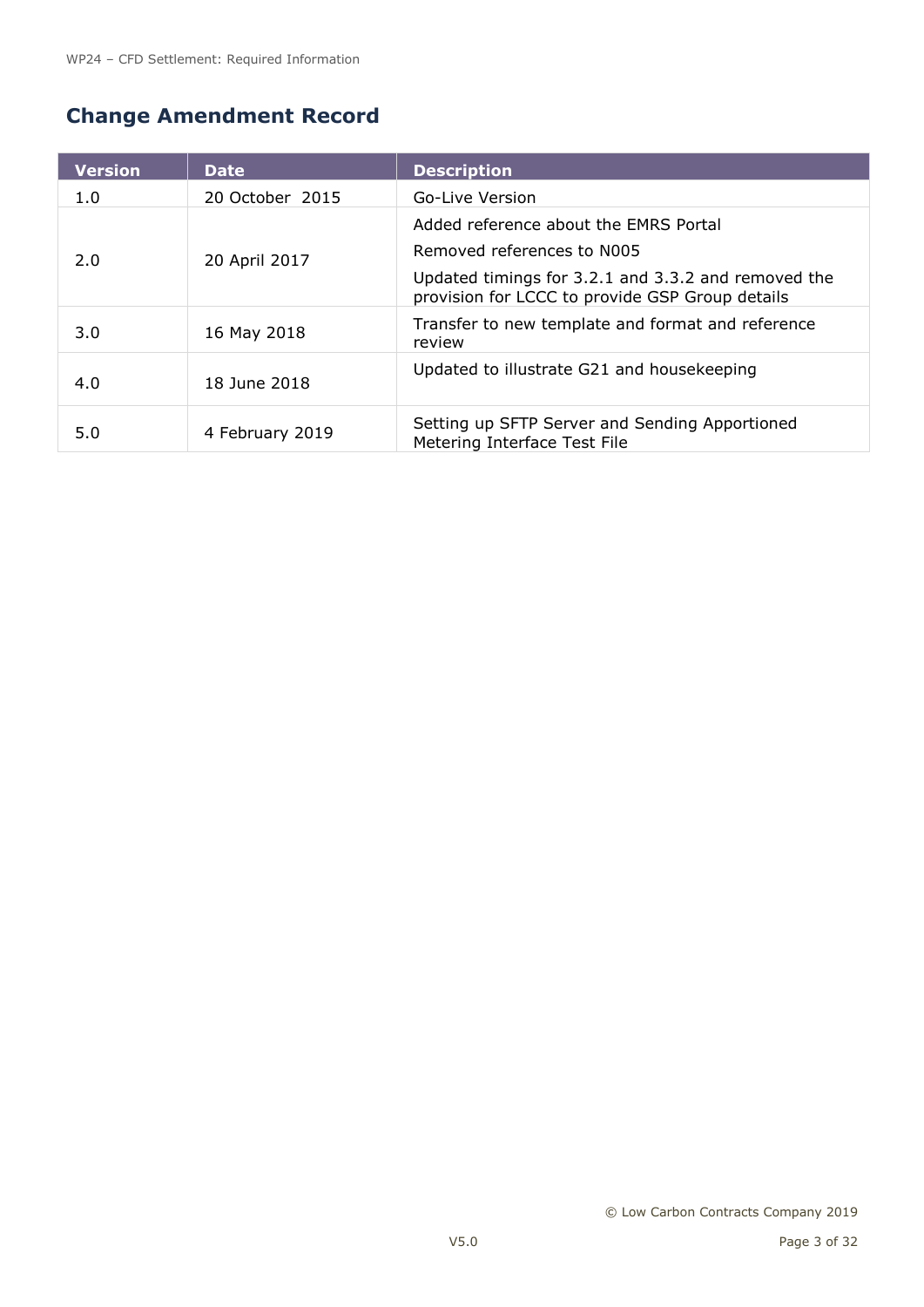## Change Amendment Record

| Version | Date | Description |
|---|---|---|
| 1.0 | 20 October 2015 | Go-Live Version |
| 2.0 | 20 April 2017 | Added reference about the EMRS Portal<br>Removed references to N005<br>Updated timings for 3.2.1 and 3.3.2 and removed the provision for LCCC to provide GSP Group details |
| 3.0 | 16 May 2018 | Transfer to new template and format and reference review |
| 4.0 | 18 June 2018 | Updated to illustrate G21 and housekeeping |
| 5.0 | 4 February 2019 | Setting up SFTP Server and Sending Apportioned Metering Interface Test File |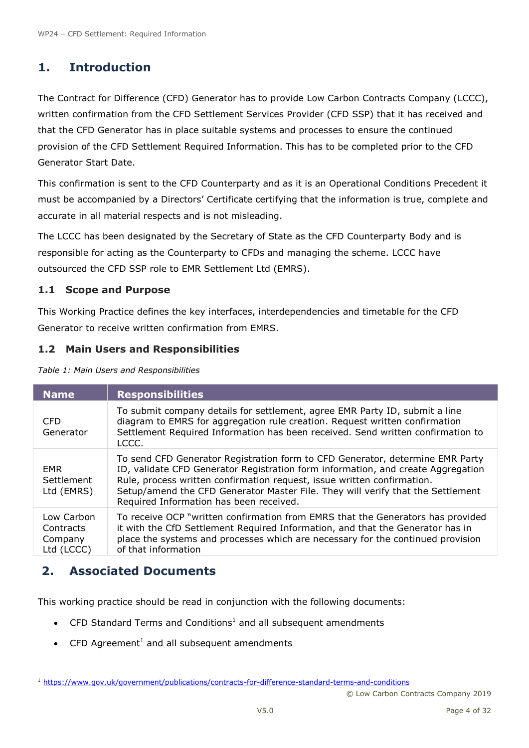# 1. Introduction

The Contract for Difference (CFD) Generator has to provide Low Carbon Contracts Company (LCCC), written confirmation from the CFD Settlement Services Provider (CFD SSP) that it has received and that the CFD Generator has in place suitable systems and processes to ensure the continued provision of the CFD Settlement Required Information. This has to be completed prior to the CFD Generator Start Date.

This confirmation is sent to the CFD Counterparty and as it is an Operational Conditions Precedent it must be accompanied by a Directors' Certificate certifying that the information is true, complete and accurate in all material respects and is not misleading.

The LCCC has been designated by the Secretary of State as the CFD Counterparty Body and is responsible for acting as the Counterparty to CFDs and managing the scheme. LCCC have outsourced the CFD SSP role to EMR Settlement Ltd (EMRS).

## 1.1 Scope and Purpose

This Working Practice defines the key interfaces, interdependencies and timetable for the CFD Generator to receive written confirmation from EMRS.

## 1.2 Main Users and Responsibilities

*Table 1: Main Users and Responsibilities*

| Name | Responsibilities |
| --- | --- |
| CFD Generator | To submit company details for settlement, agree EMR Party ID, submit a line diagram to EMRS for aggregation rule creation. Request written confirmation Settlement Required Information has been received. Send written confirmation to LCCC. |
| EMR Settlement Ltd (EMRS) | To send CFD Generator Registration form to CFD Generator, determine EMR Party ID, validate CFD Generator Registration form information, and create Aggregation Rule, process written confirmation request, issue written confirmation. Setup/amend the CFD Generator Master File. They will verify that the Settlement Required Information has been received. |
| Low Carbon Contracts Company Ltd (LCCC) | To receive OCP "written confirmation from EMRS that the Generators has provided it with the CfD Settlement Required Information, and that the Generator has in place the systems and processes which are necessary for the continued provision of that information |

# 2. Associated Documents

This working practice should be read in conjunction with the following documents:

- CFD Standard Terms and Conditions[1] and all subsequent amendments
- CFD Agreement[1] and all subsequent amendments

[1] https://www.gov.uk/government/publications/contracts-for-difference-standard-terms-and-conditions

© Low Carbon Contracts Company 2019

V5.0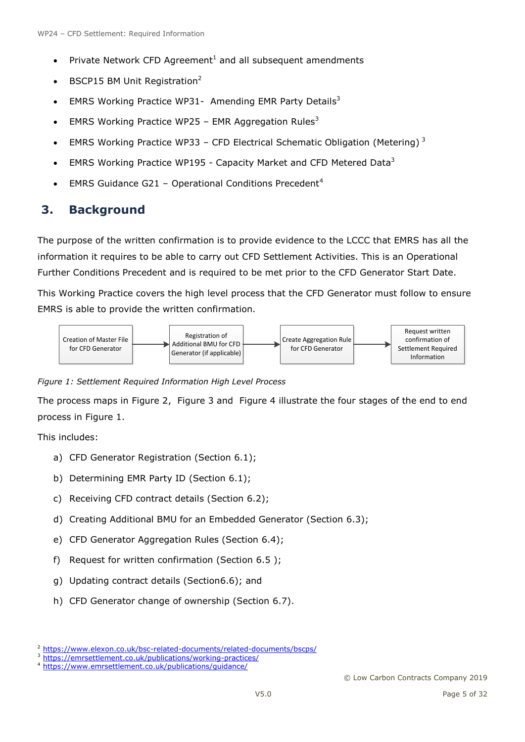- Private Network CFD Agreement[1] and all subsequent amendments
- BSCP15 BM Unit Registration[2]
- EMRS Working Practice WP31- Amending EMR Party Details[3]
- EMRS Working Practice WP25 – EMR Aggregation Rules[3]
- EMRS Working Practice WP33 – CFD Electrical Schematic Obligation (Metering) [3]
- EMRS Working Practice WP195 - Capacity Market and CFD Metered Data[3]
- EMRS Guidance G21 – Operational Conditions Precedent[4]

## 3. Background

The purpose of the written confirmation is to provide evidence to the LCCC that EMRS has all the information it requires to be able to carry out CFD Settlement Activities. This is an Operational Further Conditions Precedent and is required to be met prior to the CFD Generator Start Date.

This Working Practice covers the high level process that the CFD Generator must follow to ensure EMRS is able to provide the written confirmation.

Creation of Master File for CFD Generator → Registration of Additional BMU for CFD Generator (if applicable) → Create Aggregation Rule for CFD Generator → Request written confirmation of Settlement Required Information

*Figure 1: Settlement Required Information High Level Process*

The process maps in Figure 2, Figure 3 and Figure 4 illustrate the four stages of the end to end process in Figure 1.

This includes:

a) CFD Generator Registration (Section 6.1);

b) Determining EMR Party ID (Section 6.1);

c) Receiving CFD contract details (Section 6.2);

d) Creating Additional BMU for an Embedded Generator (Section 6.3);

e) CFD Generator Aggregation Rules (Section 6.4);

f) Request for written confirmation (Section 6.5 );

g) Updating contract details (Section6.6); and

h) CFD Generator change of ownership (Section 6.7).

[2] https://www.elexon.co.uk/bsc-related-documents/related-documents/bscps/
[3] https://emrsettlement.co.uk/publications/working-practices/
[4] https://www.emrsettlement.co.uk/publications/guidance/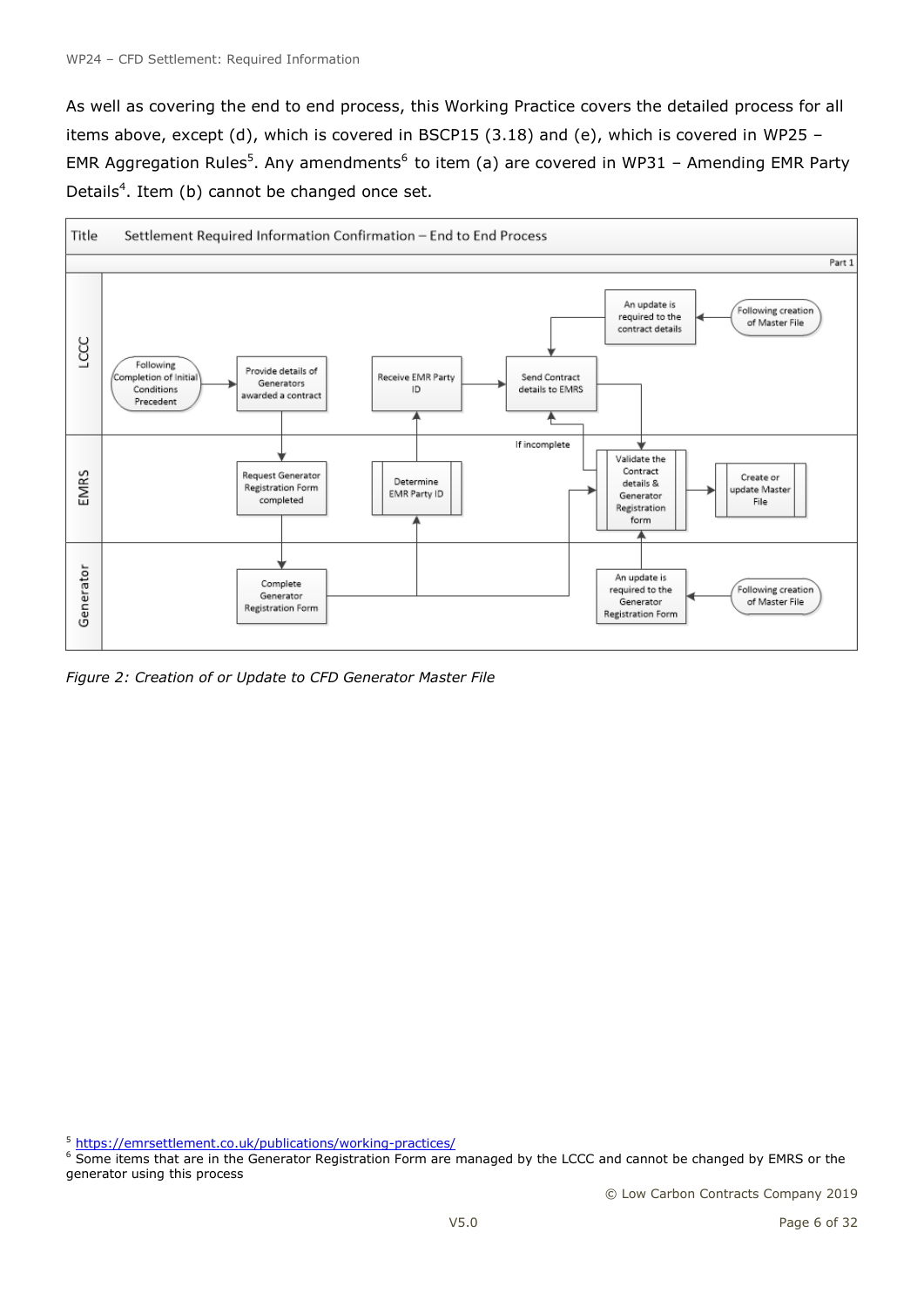As well as covering the end to end process, this Working Practice covers the detailed process for all items above, except (d), which is covered in BSCP15 (3.18) and (e), which is covered in WP25 – EMR Aggregation Rules[5]. Any amendments[6] to item (a) are covered in WP31 – Amending EMR Party Details[4]. Item (b) cannot be changed once set.

**Title:** Settlement Required Information Confirmation – End to End Process

Part 1

**LCCC**
- Following Completion of Initial Conditions Precedent
- Provide details of Generators awarded a contract
- Receive EMR Party ID
- Send Contract details to EMRS
- An update is required to the contract details
- Following creation of Master File

**EMRS**
- Request Generator Registration Form completed
- Determine EMR Party ID
- If incomplete
- Validate the Contract details & Generator Registration form
- Create or update Master File

**Generator**
- Complete Generator Registration Form
- An update is required to the Generator Registration Form
- Following creation of Master File

*Figure 2: Creation of or Update to CFD Generator Master File*

---

[5] https://emrsettlement.co.uk/publications/working-practices/

[6] Some items that are in the Generator Registration Form are managed by the LCCC and cannot be changed by EMRS or the generator using this process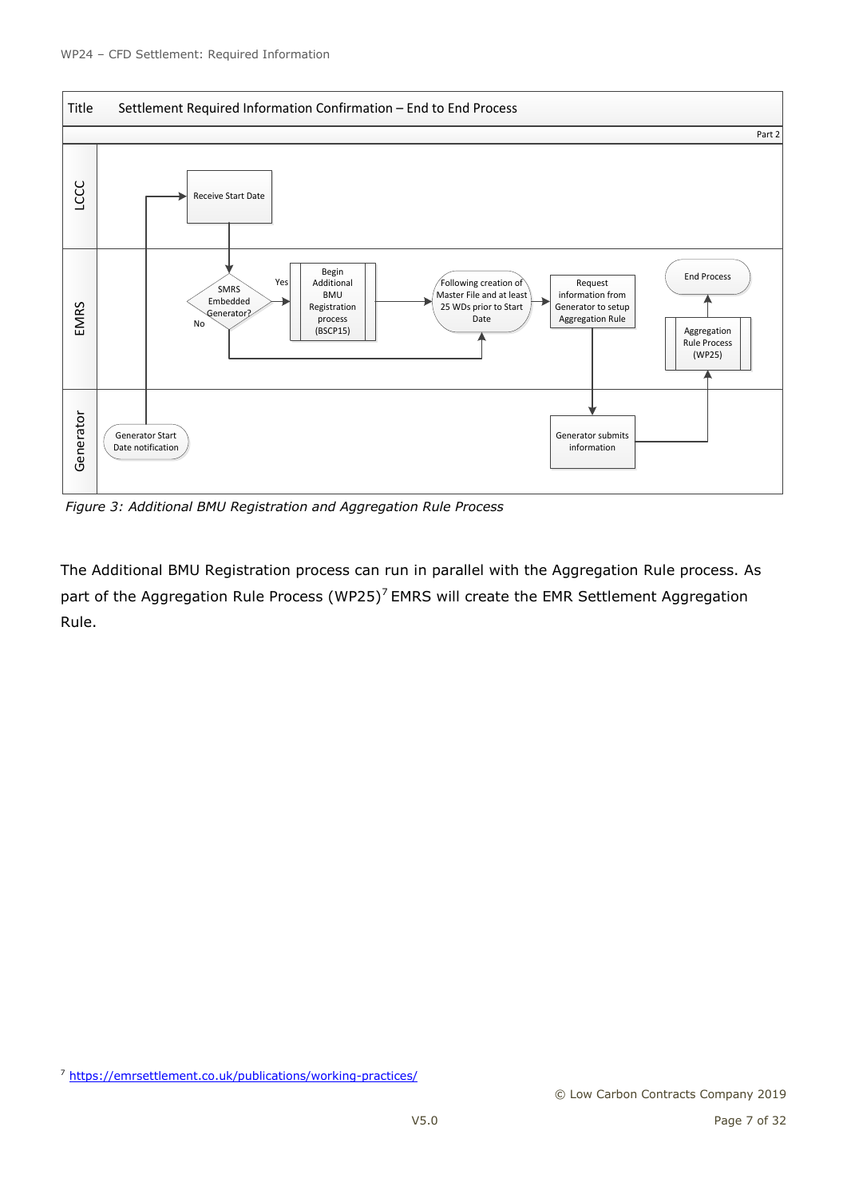| Title | Settlement Required Information Confirmation – End to End Process |
|---|---|
| | Part 2 |

| Lane | Steps |
|---|---|
| LCCC | Receive Start Date |
| EMRS | SMRS Embedded Generator? (Yes → Begin Additional BMU Registration process (BSCP15); No →) Following creation of Master File and at least 25 WDs prior to Start Date → Request information from Generator to setup Aggregation Rule; Aggregation Rule Process (WP25) → End Process |
| Generator | Generator Start Date notification; Generator submits information |

*Figure 3: Additional BMU Registration and Aggregation Rule Process*

The Additional BMU Registration process can run in parallel with the Aggregation Rule process. As part of the Aggregation Rule Process (WP25)[7] EMRS will create the EMR Settlement Aggregation Rule.

[7] https://emrsettlement.co.uk/publications/working-practices/

© Low Carbon Contracts Company 2019

V5.0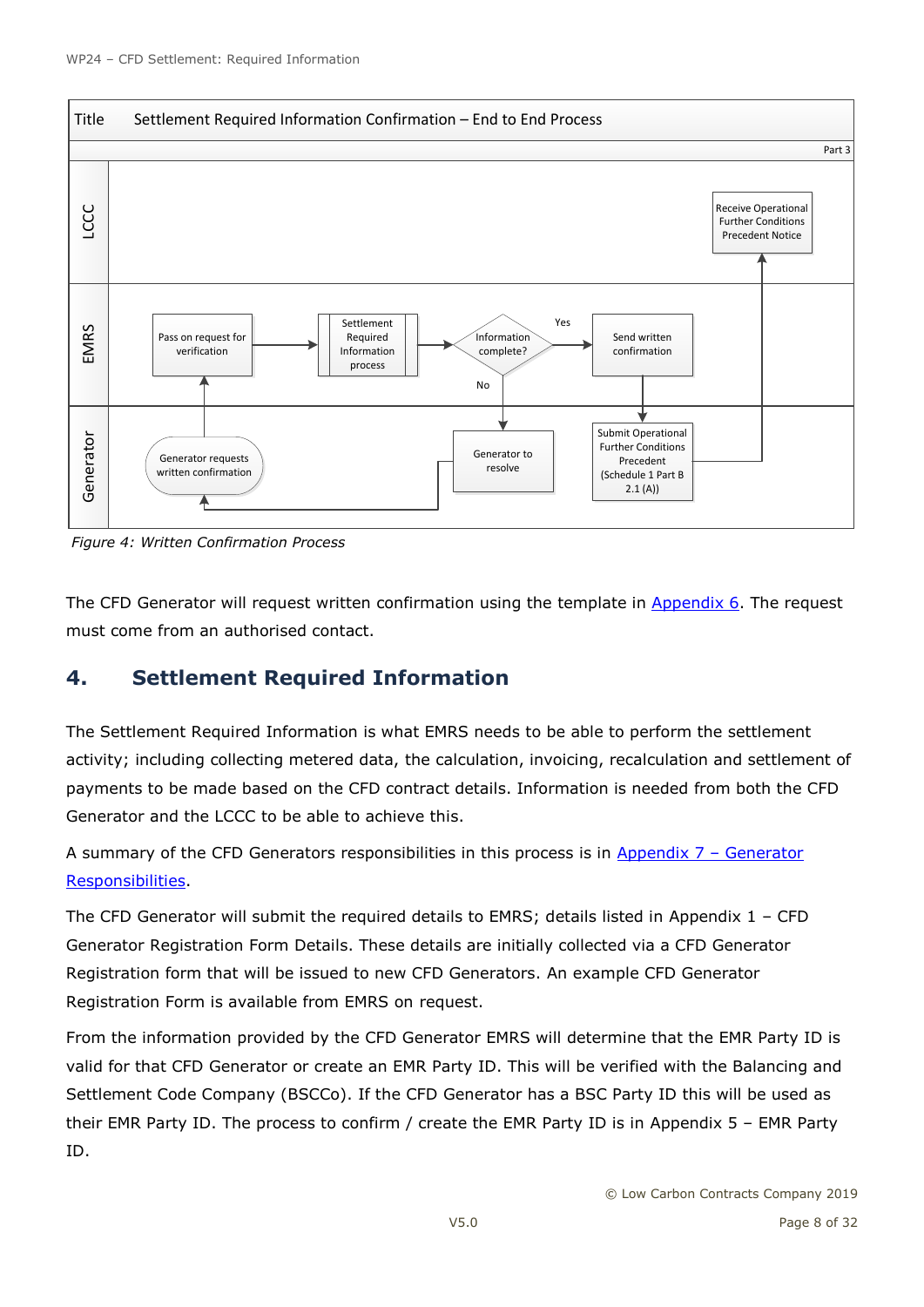**Title** Settlement Required Information Confirmation – End to End Process

Part 3

**LCCC**
- Receive Operational Further Conditions Precedent Notice

**EMRS**
- Pass on request for verification
- Settlement Required Information process
- Information complete? (Yes / No)
- Send written confirmation

**Generator**
- Generator requests written confirmation
- Generator to resolve
- Submit Operational Further Conditions Precedent (Schedule 1 Part B 2.1 (A))

*Figure 4: Written Confirmation Process*

The CFD Generator will request written confirmation using the template in Appendix 6. The request must come from an authorised contact.

## 4. Settlement Required Information

The Settlement Required Information is what EMRS needs to be able to perform the settlement activity; including collecting metered data, the calculation, invoicing, recalculation and settlement of payments to be made based on the CFD contract details. Information is needed from both the CFD Generator and the LCCC to be able to achieve this.

A summary of the CFD Generators responsibilities in this process is in Appendix 7 – Generator Responsibilities.

The CFD Generator will submit the required details to EMRS; details listed in Appendix 1 – CFD Generator Registration Form Details. These details are initially collected via a CFD Generator Registration form that will be issued to new CFD Generators. An example CFD Generator Registration Form is available from EMRS on request.

From the information provided by the CFD Generator EMRS will determine that the EMR Party ID is valid for that CFD Generator or create an EMR Party ID. This will be verified with the Balancing and Settlement Code Company (BSCCo). If the CFD Generator has a BSC Party ID this will be used as their EMR Party ID. The process to confirm / create the EMR Party ID is in Appendix 5 – EMR Party ID.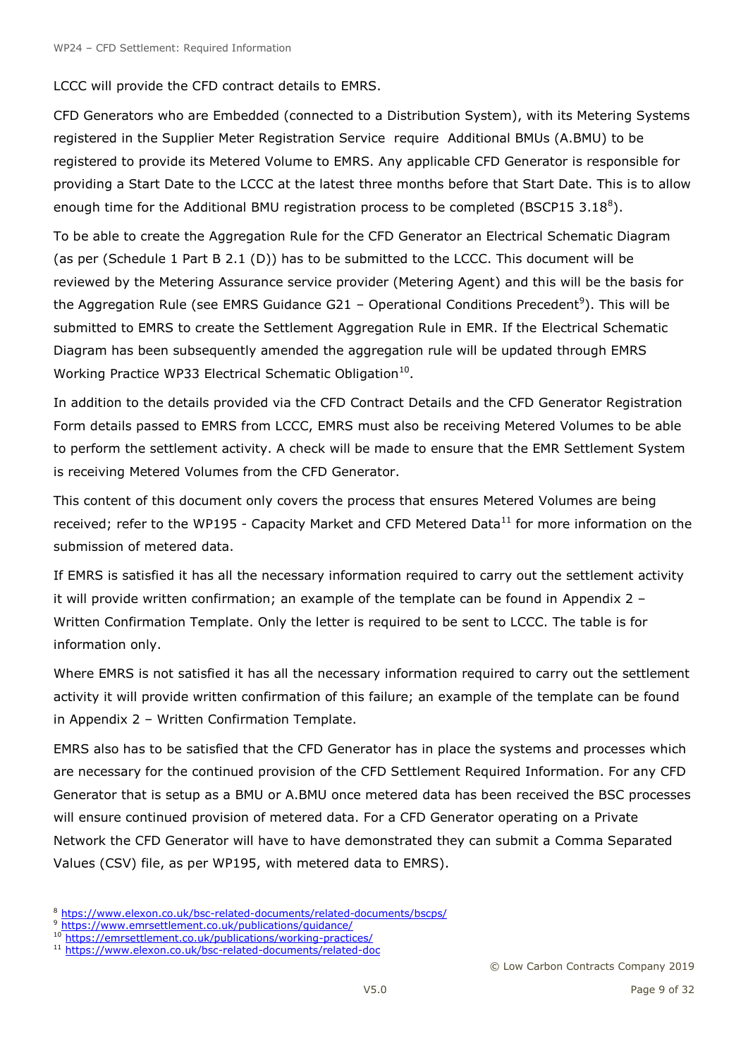LCCC will provide the CFD contract details to EMRS.

CFD Generators who are Embedded (connected to a Distribution System), with its Metering Systems registered in the Supplier Meter Registration Service require Additional BMUs (A.BMU) to be registered to provide its Metered Volume to EMRS. Any applicable CFD Generator is responsible for providing a Start Date to the LCCC at the latest three months before that Start Date. This is to allow enough time for the Additional BMU registration process to be completed (BSCP15 3.18[8]).

To be able to create the Aggregation Rule for the CFD Generator an Electrical Schematic Diagram (as per (Schedule 1 Part B 2.1 (D)) has to be submitted to the LCCC. This document will be reviewed by the Metering Assurance service provider (Metering Agent) and this will be the basis for the Aggregation Rule (see EMRS Guidance G21 – Operational Conditions Precedent[9]). This will be submitted to EMRS to create the Settlement Aggregation Rule in EMR. If the Electrical Schematic Diagram has been subsequently amended the aggregation rule will be updated through EMRS Working Practice WP33 Electrical Schematic Obligation[10].

In addition to the details provided via the CFD Contract Details and the CFD Generator Registration Form details passed to EMRS from LCCC, EMRS must also be receiving Metered Volumes to be able to perform the settlement activity. A check will be made to ensure that the EMR Settlement System is receiving Metered Volumes from the CFD Generator.

This content of this document only covers the process that ensures Metered Volumes are being received; refer to the WP195 - Capacity Market and CFD Metered Data[11] for more information on the submission of metered data.

If EMRS is satisfied it has all the necessary information required to carry out the settlement activity it will provide written confirmation; an example of the template can be found in Appendix 2 – Written Confirmation Template. Only the letter is required to be sent to LCCC. The table is for information only.

Where EMRS is not satisfied it has all the necessary information required to carry out the settlement activity it will provide written confirmation of this failure; an example of the template can be found in Appendix 2 – Written Confirmation Template.

EMRS also has to be satisfied that the CFD Generator has in place the systems and processes which are necessary for the continued provision of the CFD Settlement Required Information. For any CFD Generator that is setup as a BMU or A.BMU once metered data has been received the BSC processes will ensure continued provision of metered data. For a CFD Generator operating on a Private Network the CFD Generator will have to have demonstrated they can submit a Comma Separated Values (CSV) file, as per WP195, with metered data to EMRS).

[8] https://www.elexon.co.uk/bsc-related-documents/related-documents/bscps/

[9] https://www.emrsettlement.co.uk/publications/guidance/

[10] https://emrsettlement.co.uk/publications/working-practices/

[11] https://www.elexon.co.uk/bsc-related-documents/related-doc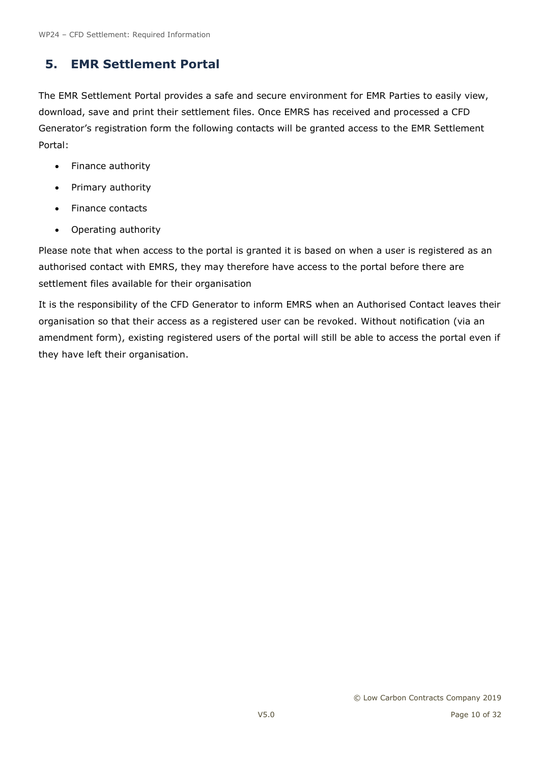## 5. EMR Settlement Portal

The EMR Settlement Portal provides a safe and secure environment for EMR Parties to easily view, download, save and print their settlement files. Once EMRS has received and processed a CFD Generator's registration form the following contacts will be granted access to the EMR Settlement Portal:

- Finance authority
- Primary authority
- Finance contacts
- Operating authority

Please note that when access to the portal is granted it is based on when a user is registered as an authorised contact with EMRS, they may therefore have access to the portal before there are settlement files available for their organisation

It is the responsibility of the CFD Generator to inform EMRS when an Authorised Contact leaves their organisation so that their access as a registered user can be revoked. Without notification (via an amendment form), existing registered users of the portal will still be able to access the portal even if they have left their organisation.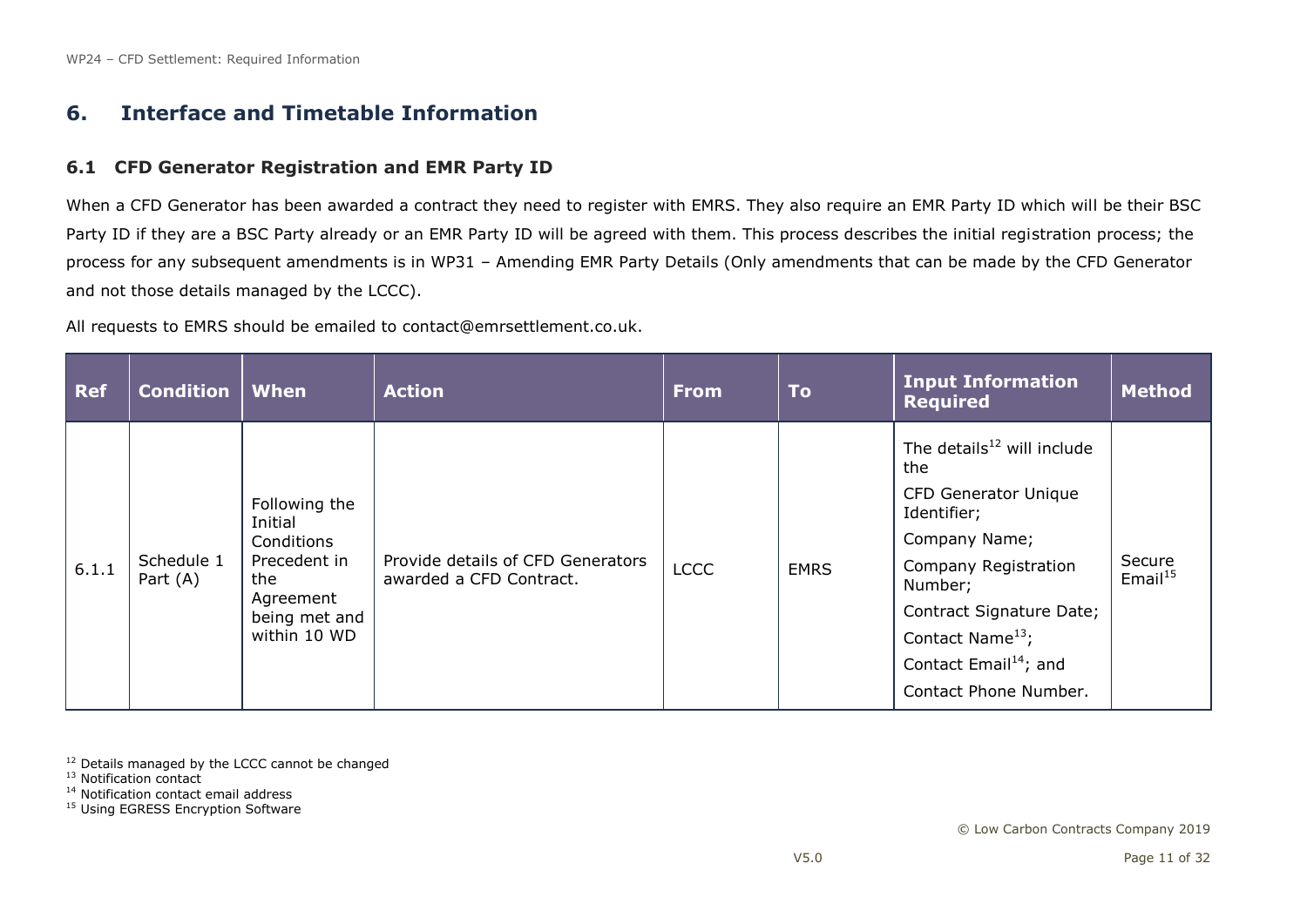## 6. Interface and Timetable Information

### 6.1 CFD Generator Registration and EMR Party ID

When a CFD Generator has been awarded a contract they need to register with EMRS. They also require an EMR Party ID which will be their BSC Party ID if they are a BSC Party already or an EMR Party ID will be agreed with them. This process describes the initial registration process; the process for any subsequent amendments is in WP31 – Amending EMR Party Details (Only amendments that can be made by the CFD Generator and not those details managed by the LCCC).

All requests to EMRS should be emailed to contact@emrsettlement.co.uk.

| Ref | Condition | When | Action | From | To | Input Information Required | Method |
|---|---|---|---|---|---|---|---|
| 6.1.1 | Schedule 1 Part (A) | Following the Initial Conditions Precedent in the Agreement being met and within 10 WD | Provide details of CFD Generators awarded a CFD Contract. | LCCC | EMRS | The details[12] will include the<br>CFD Generator Unique Identifier;<br>Company Name;<br>Company Registration Number;<br>Contract Signature Date;<br>Contact Name[13];<br>Contact Email[14]; and<br>Contact Phone Number. | Secure Email[15] |

[12] Details managed by the LCCC cannot be changed
[13] Notification contact
[14] Notification contact email address
[15] Using EGRESS Encryption Software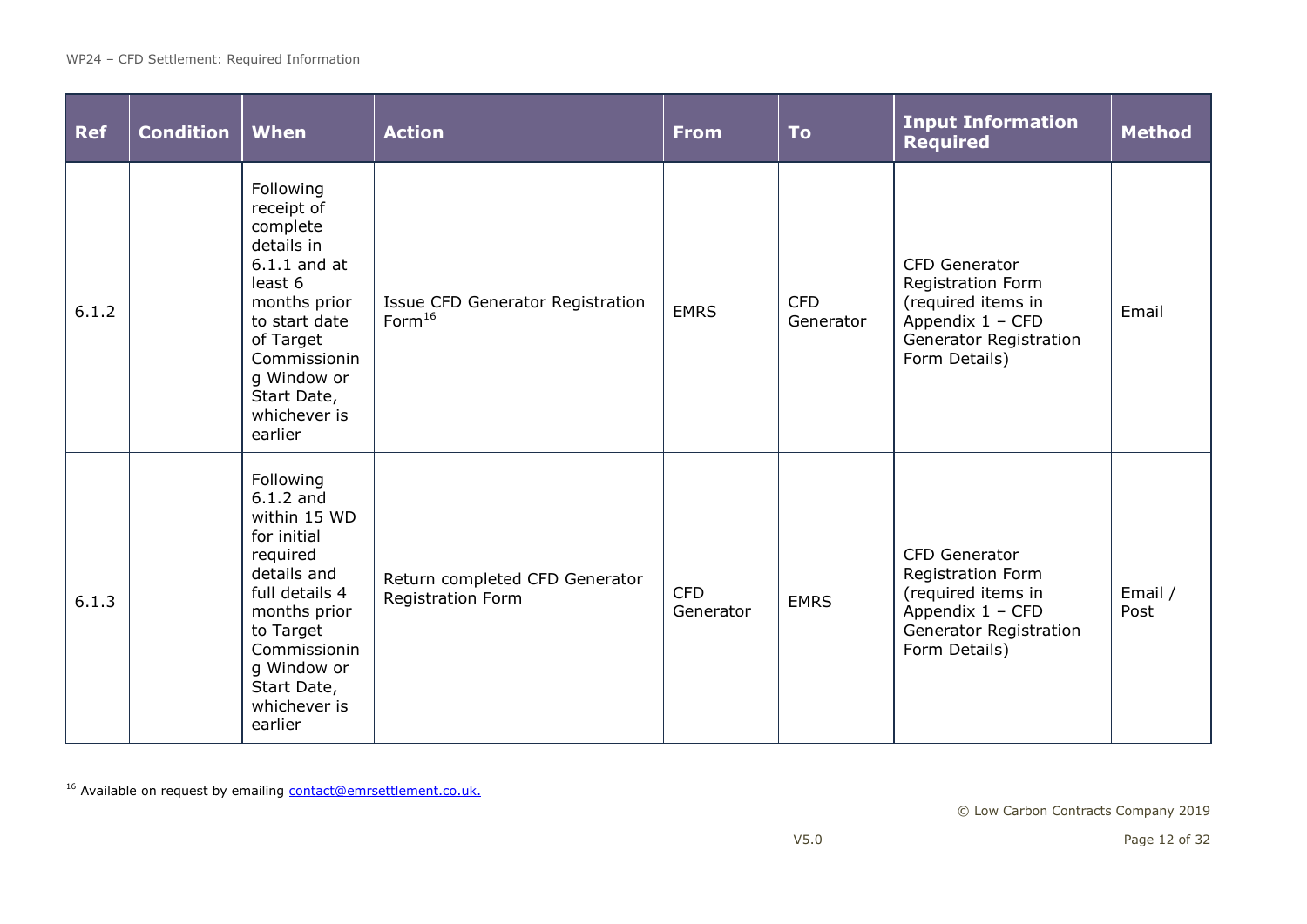| Ref | Condition | When | Action | From | To | Input Information Required | Method |
|---|---|---|---|---|---|---|---|
| 6.1.2 | | Following receipt of complete details in 6.1.1 and at least 6 months prior to start date of Target Commissioning Window or Start Date, whichever is earlier | Issue CFD Generator Registration Form[16] | EMRS | CFD Generator | CFD Generator Registration Form (required items in Appendix 1 – CFD Generator Registration Form Details) | Email |
| 6.1.3 | | Following 6.1.2 and within 15 WD for initial required details and full details 4 months prior to Target Commissioning Window or Start Date, whichever is earlier | Return completed CFD Generator Registration Form | CFD Generator | EMRS | CFD Generator Registration Form (required items in Appendix 1 – CFD Generator Registration Form Details) | Email / Post |

[16] Available on request by emailing contact@emrsettlement.co.uk.

© Low Carbon Contracts Company 2019

V5.0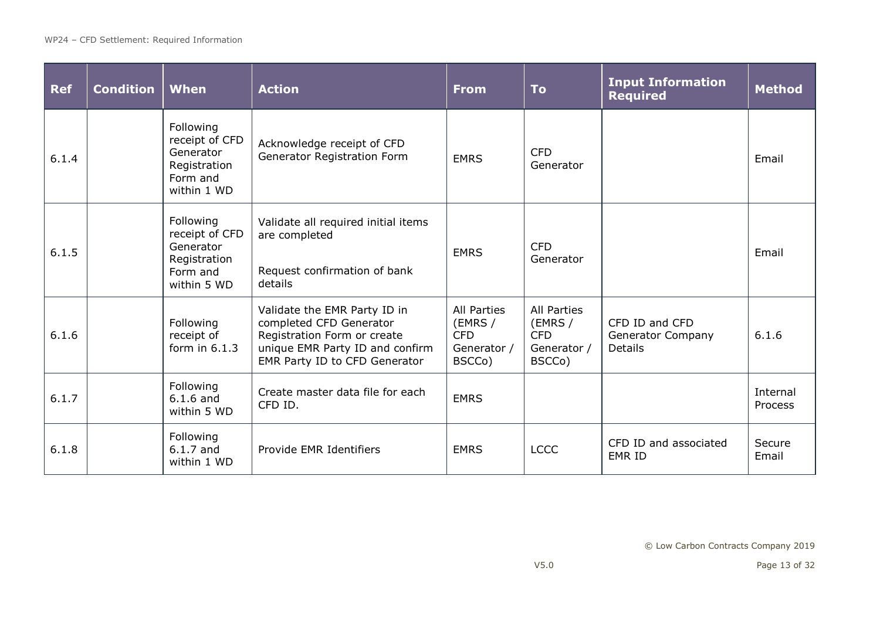| Ref | Condition | When | Action | From | To | Input Information Required | Method |
|---|---|---|---|---|---|---|---|
| 6.1.4 | | Following receipt of CFD Generator Registration Form and within 1 WD | Acknowledge receipt of CFD Generator Registration Form | EMRS | CFD Generator | | Email |
| 6.1.5 | | Following receipt of CFD Generator Registration Form and within 5 WD | Validate all required initial items are completed<br><br>Request confirmation of bank details | EMRS | CFD Generator | | Email |
| 6.1.6 | | Following receipt of form in 6.1.3 | Validate the EMR Party ID in completed CFD Generator Registration Form or create unique EMR Party ID and confirm EMR Party ID to CFD Generator | All Parties (EMRS / CFD Generator / BSCCo) | All Parties (EMRS / CFD Generator / BSCCo) | CFD ID and CFD Generator Company Details | 6.1.6 |
| 6.1.7 | | Following 6.1.6 and within 5 WD | Create master data file for each CFD ID. | EMRS | | | Internal Process |
| 6.1.8 | | Following 6.1.7 and within 1 WD | Provide EMR Identifiers | EMRS | LCCC | CFD ID and associated EMR ID | Secure Email |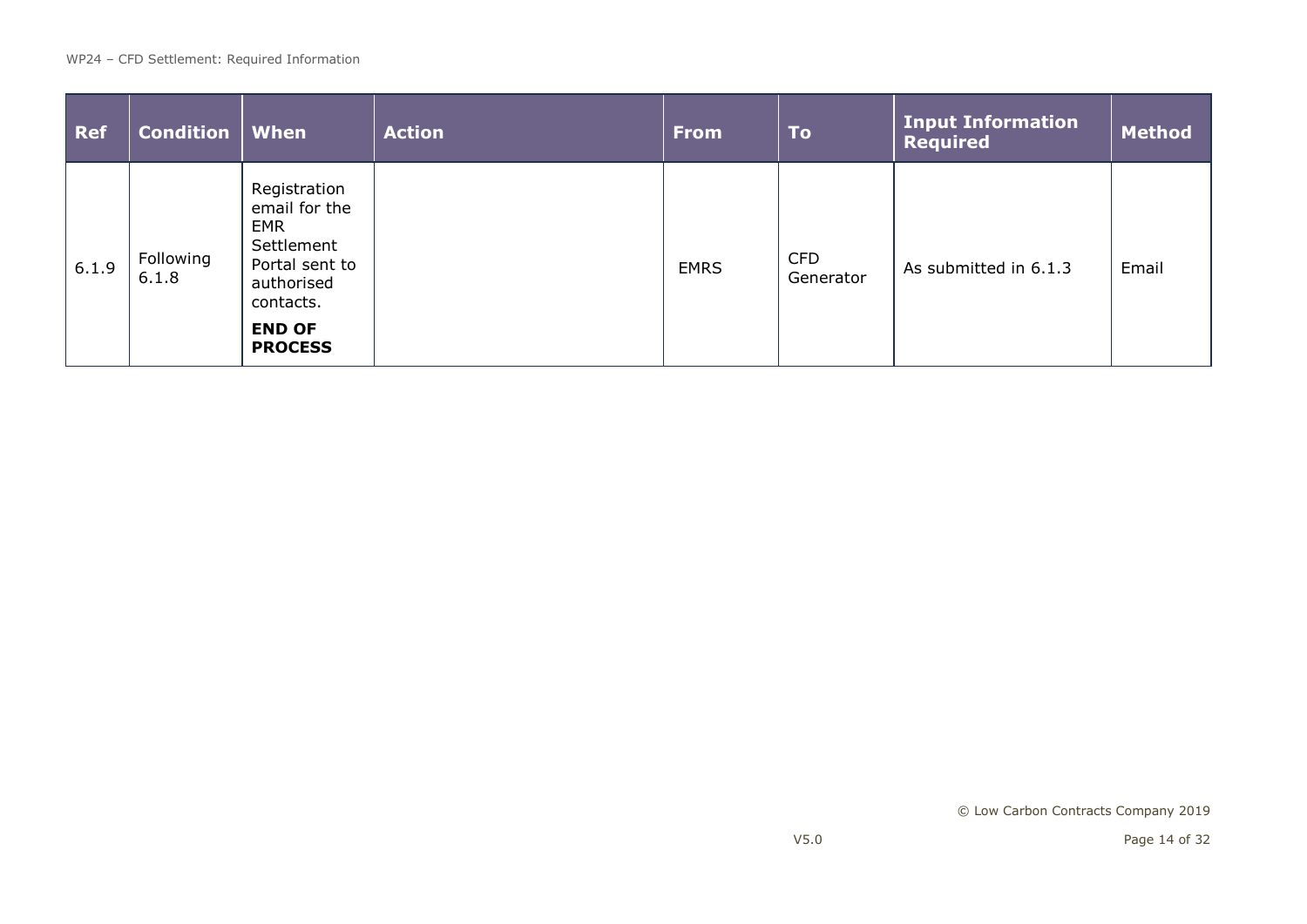| Ref | Condition | When | Action | From | To | Input Information Required | Method |
|---|---|---|---|---|---|---|---|
| 6.1.9 | Following 6.1.8 | Registration email for the EMR Settlement Portal sent to authorised contacts. **END OF PROCESS** | | EMRS | CFD Generator | As submitted in 6.1.3 | Email |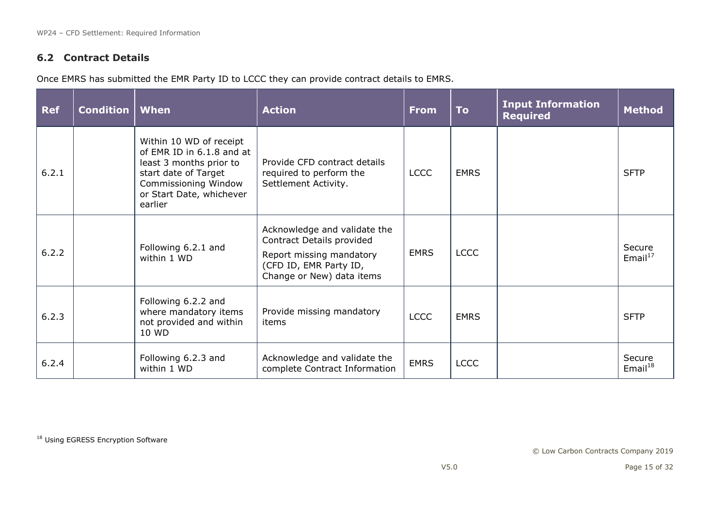## 6.2 Contract Details

Once EMRS has submitted the EMR Party ID to LCCC they can provide contract details to EMRS.

| Ref | Condition | When | Action | From | To | Input Information Required | Method |
|---|---|---|---|---|---|---|---|
| 6.2.1 | | Within 10 WD of receipt of EMR ID in 6.1.8 and at least 3 months prior to start date of Target Commissioning Window or Start Date, whichever earlier | Provide CFD contract details required to perform the Settlement Activity. | LCCC | EMRS | | SFTP |
| 6.2.2 | | Following 6.2.1 and within 1 WD | Acknowledge and validate the Contract Details provided<br>Report missing mandatory (CFD ID, EMR Party ID, Change or New) data items | EMRS | LCCC | | Secure Email[17] |
| 6.2.3 | | Following 6.2.2 and where mandatory items not provided and within 10 WD | Provide missing mandatory items | LCCC | EMRS | | SFTP |
| 6.2.4 | | Following 6.2.3 and within 1 WD | Acknowledge and validate the complete Contract Information | EMRS | LCCC | | Secure Email[18] |

[18] Using EGRESS Encryption Software

© Low Carbon Contracts Company 2019

V5.0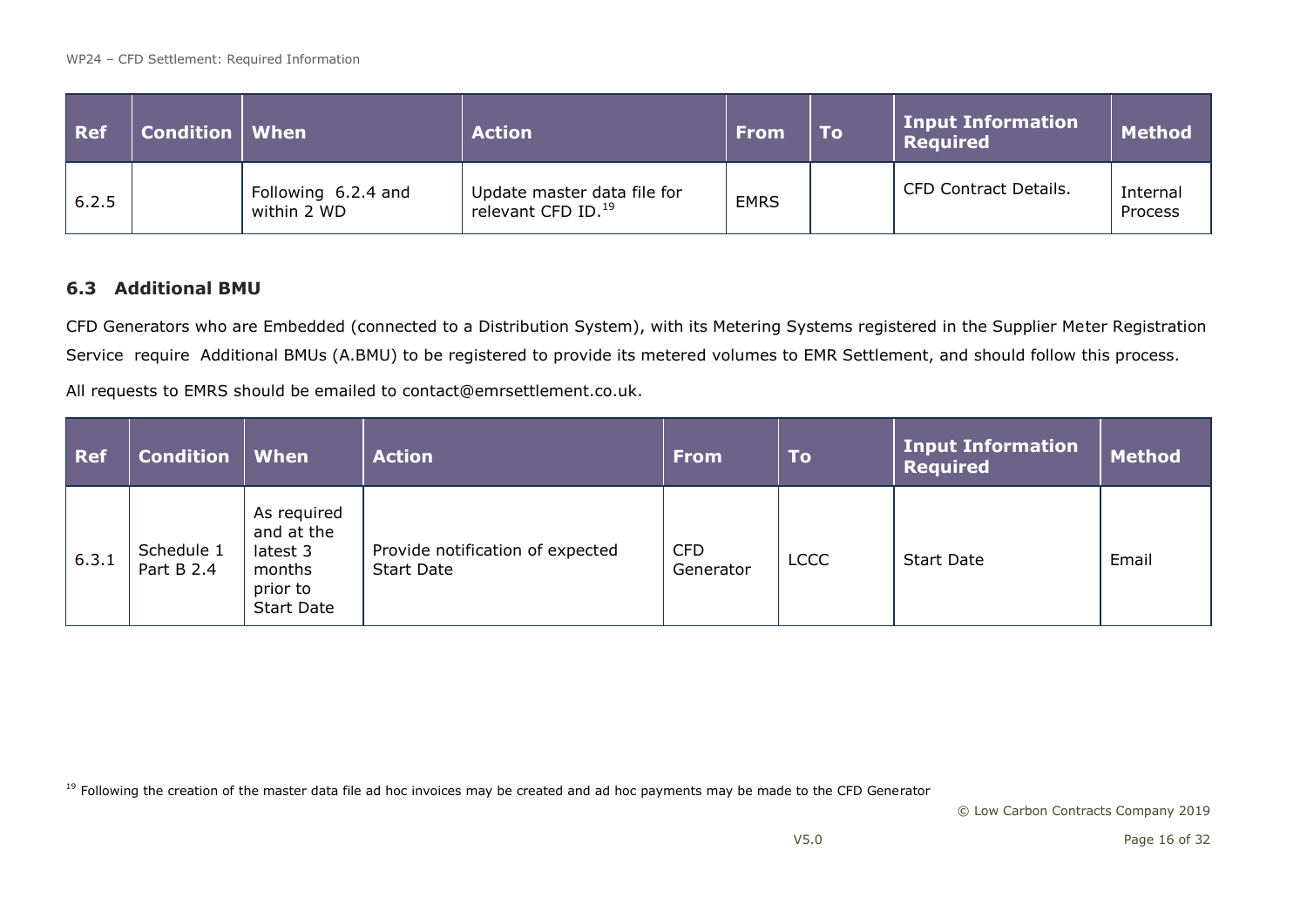| Ref | Condition | When | Action | From | To | Input Information Required | Method |
|---|---|---|---|---|---|---|---|
| 6.2.5 | | Following 6.2.4 and within 2 WD | Update master data file for relevant CFD ID.[19] | EMRS | | CFD Contract Details. | Internal Process |

## 6.3 Additional BMU

CFD Generators who are Embedded (connected to a Distribution System), with its Metering Systems registered in the Supplier Meter Registration Service require Additional BMUs (A.BMU) to be registered to provide its metered volumes to EMR Settlement, and should follow this process.

All requests to EMRS should be emailed to contact@emrsettlement.co.uk.

| Ref | Condition | When | Action | From | To | Input Information Required | Method |
|---|---|---|---|---|---|---|---|
| 6.3.1 | Schedule 1 Part B 2.4 | As required and at the latest 3 months prior to Start Date | Provide notification of expected Start Date | CFD Generator | LCCC | Start Date | Email |

[19] Following the creation of the master data file ad hoc invoices may be created and ad hoc payments may be made to the CFD Generator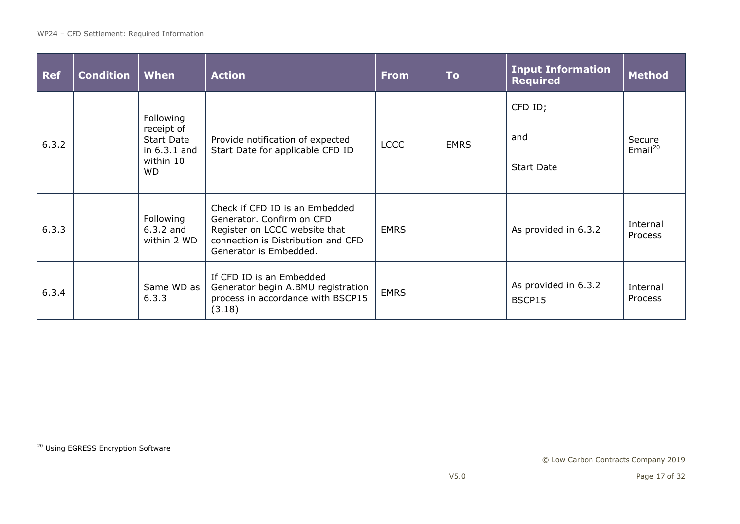| Ref | Condition | When | Action | From | To | Input Information Required | Method |
|---|---|---|---|---|---|---|---|
| 6.3.2 | | Following receipt of Start Date in 6.3.1 and within 10 WD | Provide notification of expected Start Date for applicable CFD ID | LCCC | EMRS | CFD ID;<br><br>and<br><br>Start Date | Secure Email[20] |
| 6.3.3 | | Following 6.3.2 and within 2 WD | Check if CFD ID is an Embedded Generator. Confirm on CFD Register on LCCC website that connection is Distribution and CFD Generator is Embedded. | EMRS | | As provided in 6.3.2 | Internal Process |
| 6.3.4 | | Same WD as 6.3.3 | If CFD ID is an Embedded Generator begin A.BMU registration process in accordance with BSCP15 (3.18) | EMRS | | As provided in 6.3.2<br>BSCP15 | Internal Process |

[20] Using EGRESS Encryption Software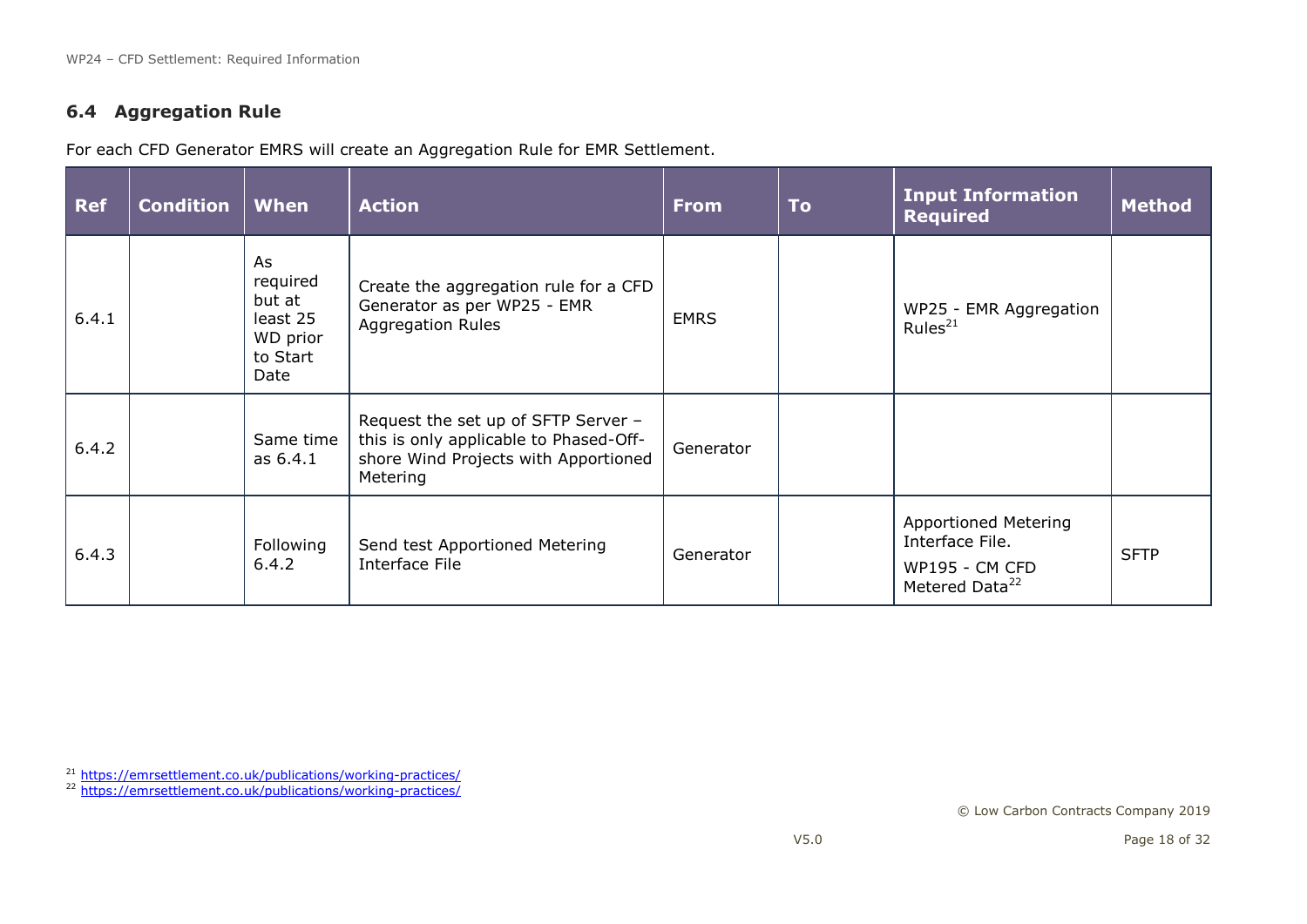### 6.4 Aggregation Rule

For each CFD Generator EMRS will create an Aggregation Rule for EMR Settlement.

| Ref | Condition | When | Action | From | To | Input Information Required | Method |
|---|---|---|---|---|---|---|---|
| 6.4.1 | | As required but at least 25 WD prior to Start Date | Create the aggregation rule for a CFD Generator as per WP25 - EMR Aggregation Rules | EMRS | | WP25 - EMR Aggregation Rules[21] | |
| 6.4.2 | | Same time as 6.4.1 | Request the set up of SFTP Server – this is only applicable to Phased-Off-shore Wind Projects with Apportioned Metering | Generator | | | |
| 6.4.3 | | Following 6.4.2 | Send test Apportioned Metering Interface File | Generator | | Apportioned Metering Interface File. WP195 - CM CFD Metered Data[22] | SFTP |

[21] https://emrsettlement.co.uk/publications/working-practices/
[22] https://emrsettlement.co.uk/publications/working-practices/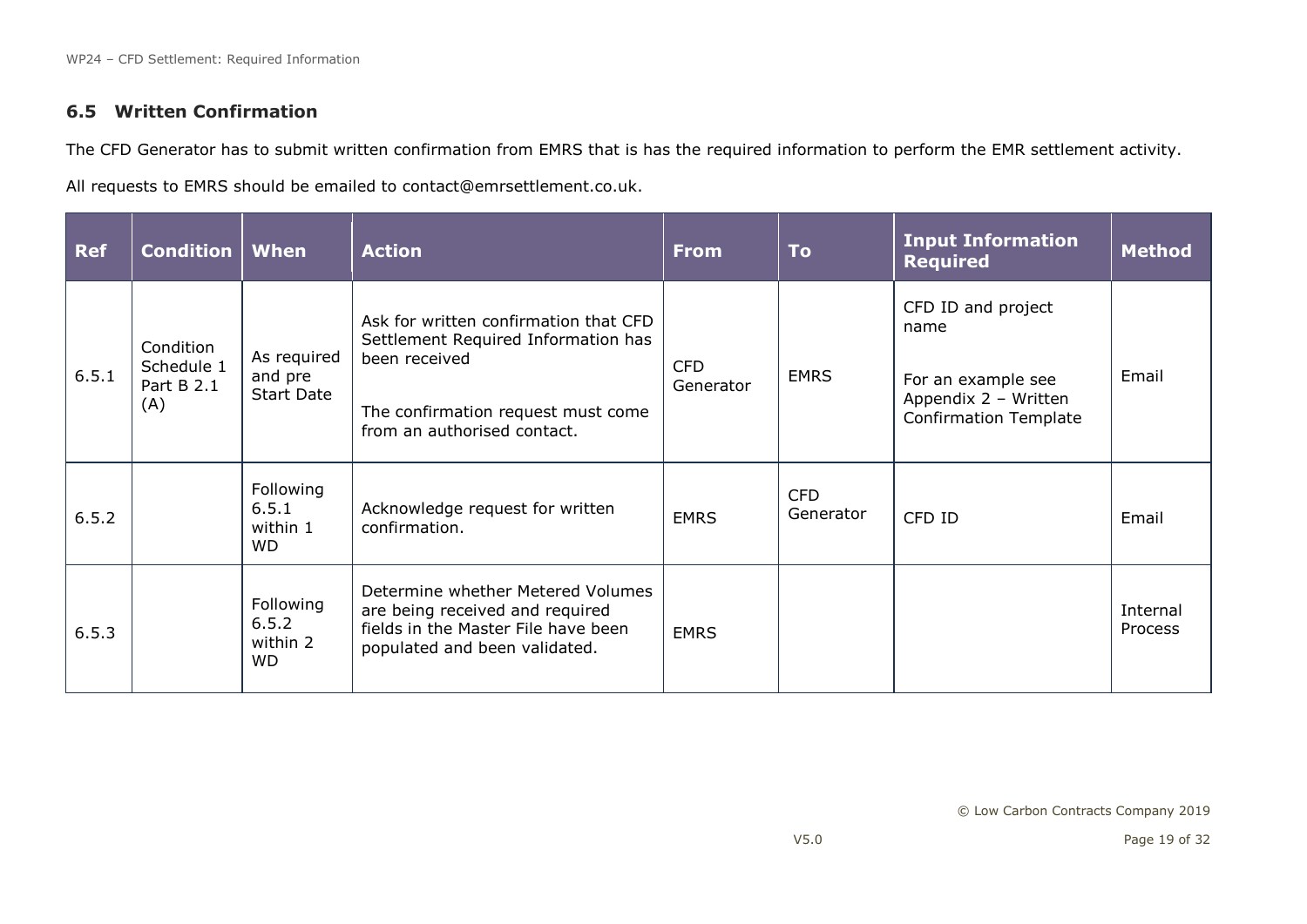## 6.5 Written Confirmation

The CFD Generator has to submit written confirmation from EMRS that is has the required information to perform the EMR settlement activity.

All requests to EMRS should be emailed to contact@emrsettlement.co.uk.

| Ref | Condition | When | Action | From | To | Input Information Required | Method |
|---|---|---|---|---|---|---|---|
| 6.5.1 | Condition Schedule 1 Part B 2.1 (A) | As required and pre Start Date | Ask for written confirmation that CFD Settlement Required Information has been received<br><br>The confirmation request must come from an authorised contact. | CFD Generator | EMRS | CFD ID and project name<br><br>For an example see Appendix 2 – Written Confirmation Template | Email |
| 6.5.2 | | Following 6.5.1 within 1 WD | Acknowledge request for written confirmation. | EMRS | CFD Generator | CFD ID | Email |
| 6.5.3 | | Following 6.5.2 within 2 WD | Determine whether Metered Volumes are being received and required fields in the Master File have been populated and been validated. | EMRS | | | Internal Process |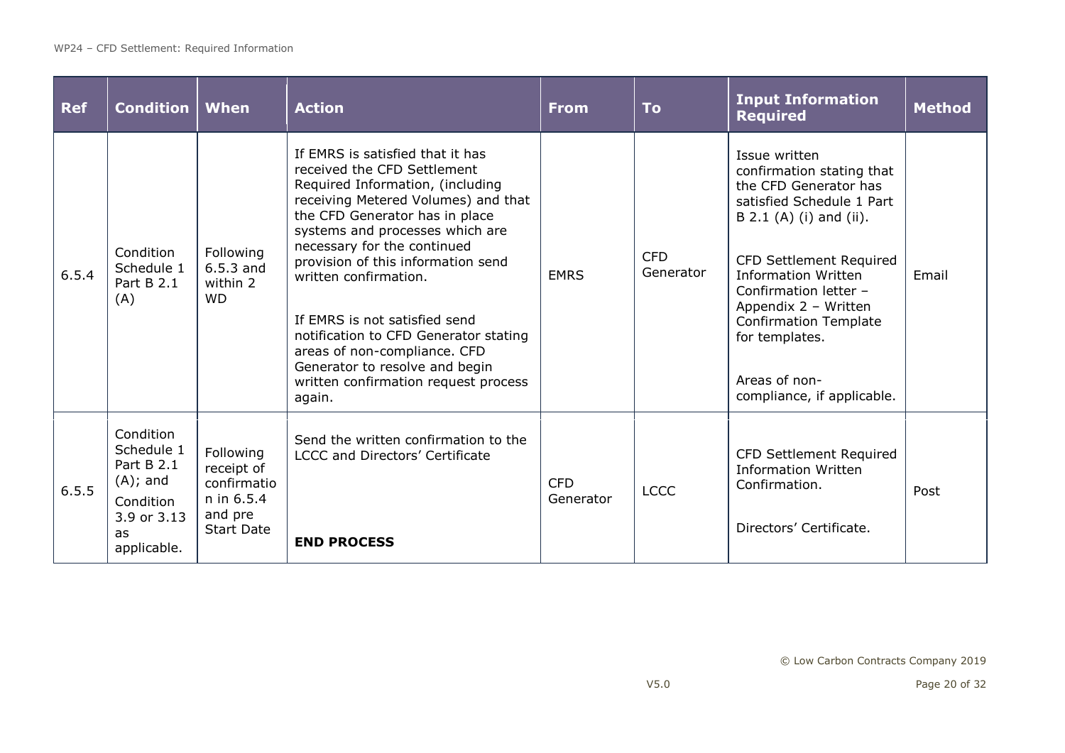| Ref | Condition | When | Action | From | To | Input Information Required | Method |
|---|---|---|---|---|---|---|---|
| 6.5.4 | Condition Schedule 1 Part B 2.1 (A) | Following 6.5.3 and within 2 WD | If EMRS is satisfied that it has received the CFD Settlement Required Information, (including receiving Metered Volumes) and that the CFD Generator has in place systems and processes which are necessary for the continued provision of this information send written confirmation.<br><br>If EMRS is not satisfied send notification to CFD Generator stating areas of non-compliance. CFD Generator to resolve and begin written confirmation request process again. | EMRS | CFD Generator | Issue written confirmation stating that the CFD Generator has satisfied Schedule 1 Part B 2.1 (A) (i) and (ii).<br><br>CFD Settlement Required Information Written Confirmation letter – Appendix 2 – Written Confirmation Template for templates.<br><br>Areas of non-compliance, if applicable. | Email |
| 6.5.5 | Condition Schedule 1 Part B 2.1 (A); and Condition 3.9 or 3.13 as applicable. | Following receipt of confirmation in 6.5.4 and pre Start Date | Send the written confirmation to the LCCC and Directors' Certificate<br><br>**END PROCESS** | CFD Generator | LCCC | CFD Settlement Required Information Written Confirmation.<br><br>Directors' Certificate. | Post |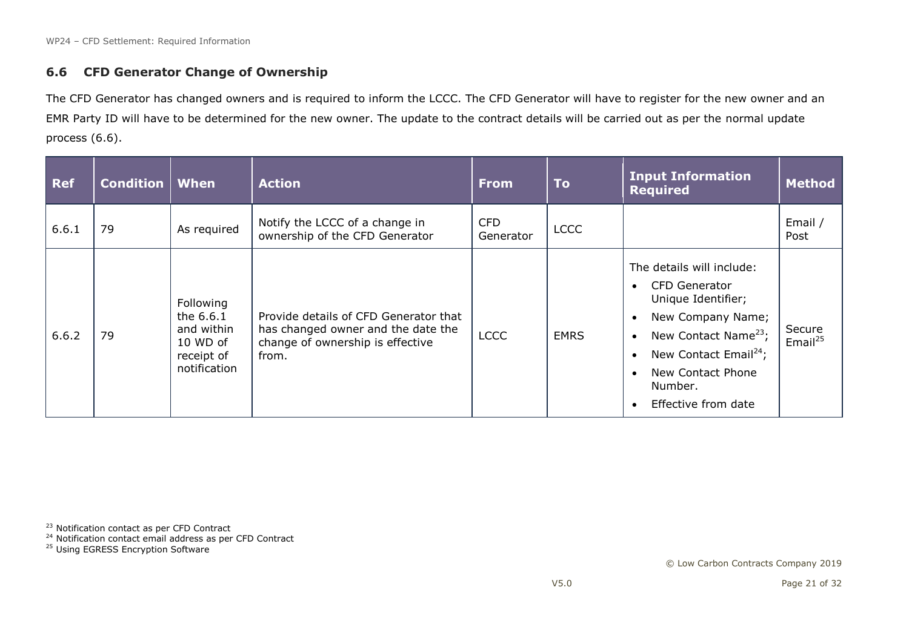### 6.6 CFD Generator Change of Ownership

The CFD Generator has changed owners and is required to inform the LCCC. The CFD Generator will have to register for the new owner and an EMR Party ID will have to be determined for the new owner. The update to the contract details will be carried out as per the normal update process (6.6).

| Ref | Condition | When | Action | From | To | Input Information Required | Method |
|---|---|---|---|---|---|---|---|
| 6.6.1 | 79 | As required | Notify the LCCC of a change in ownership of the CFD Generator | CFD Generator | LCCC | | Email / Post |
| 6.6.2 | 79 | Following the 6.6.1 and within 10 WD of receipt of notification | Provide details of CFD Generator that has changed owner and the date the change of ownership is effective from. | LCCC | EMRS | The details will include:<br>• CFD Generator Unique Identifier;<br>• New Company Name;<br>• New Contact Name[23];<br>• New Contact Email[24];<br>• New Contact Phone Number.<br>• Effective from date | Secure Email[25] |

[23] Notification contact as per CFD Contract
[24] Notification contact email address as per CFD Contract
[25] Using EGRESS Encryption Software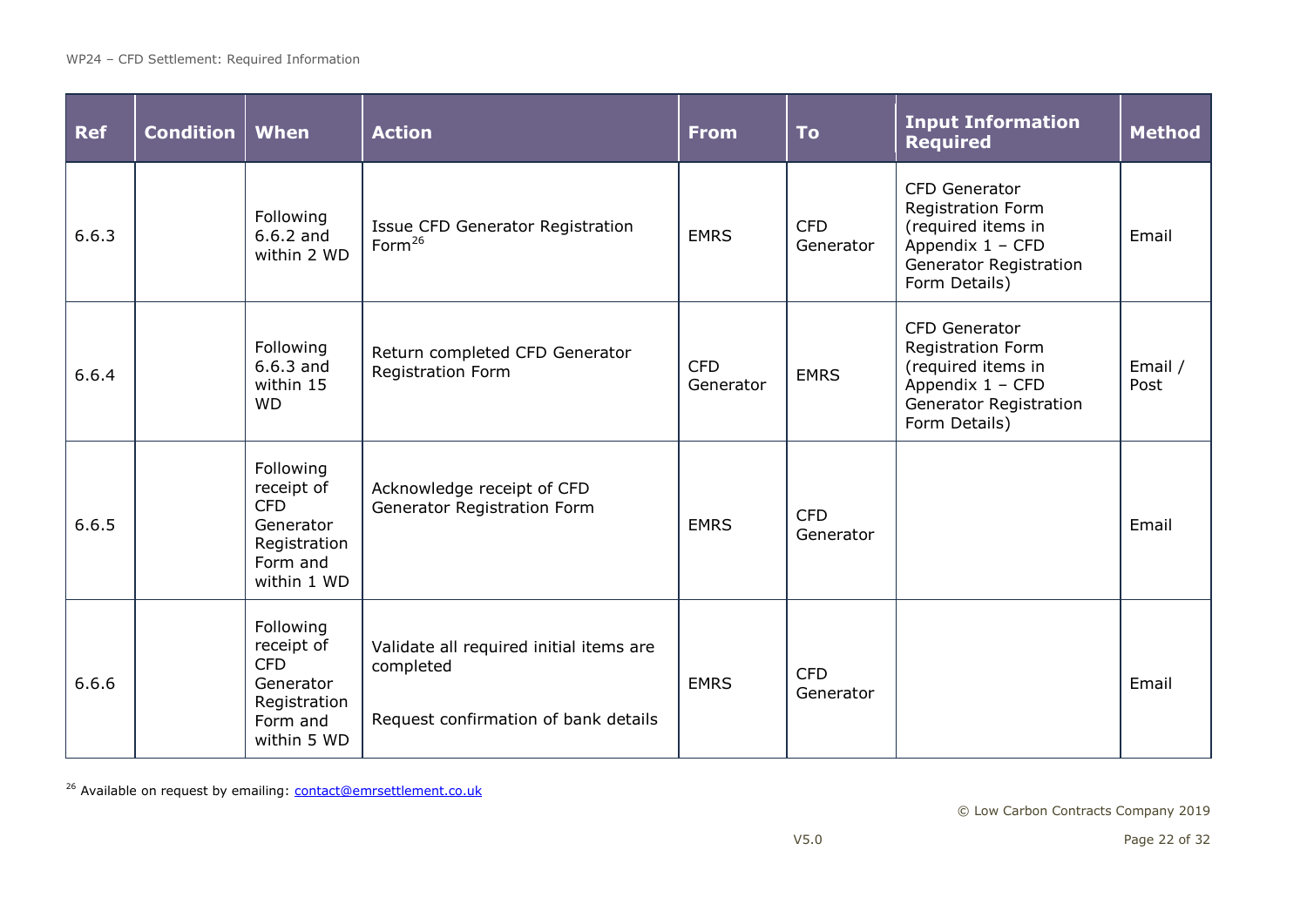| Ref | Condition | When | Action | From | To | Input Information Required | Method |
|---|---|---|---|---|---|---|---|
| 6.6.3 | | Following 6.6.2 and within 2 WD | Issue CFD Generator Registration Form[26] | EMRS | CFD Generator | CFD Generator Registration Form (required items in Appendix 1 – CFD Generator Registration Form Details) | Email |
| 6.6.4 | | Following 6.6.3 and within 15 WD | Return completed CFD Generator Registration Form | CFD Generator | EMRS | CFD Generator Registration Form (required items in Appendix 1 – CFD Generator Registration Form Details) | Email / Post |
| 6.6.5 | | Following receipt of CFD Generator Registration Form and within 1 WD | Acknowledge receipt of CFD Generator Registration Form | EMRS | CFD Generator | | Email |
| 6.6.6 | | Following receipt of CFD Generator Registration Form and within 5 WD | Validate all required initial items are completed<br><br>Request confirmation of bank details | EMRS | CFD Generator | | Email |

[26] Available on request by emailing: contact@emrsettlement.co.uk

© Low Carbon Contracts Company 2019

V5.0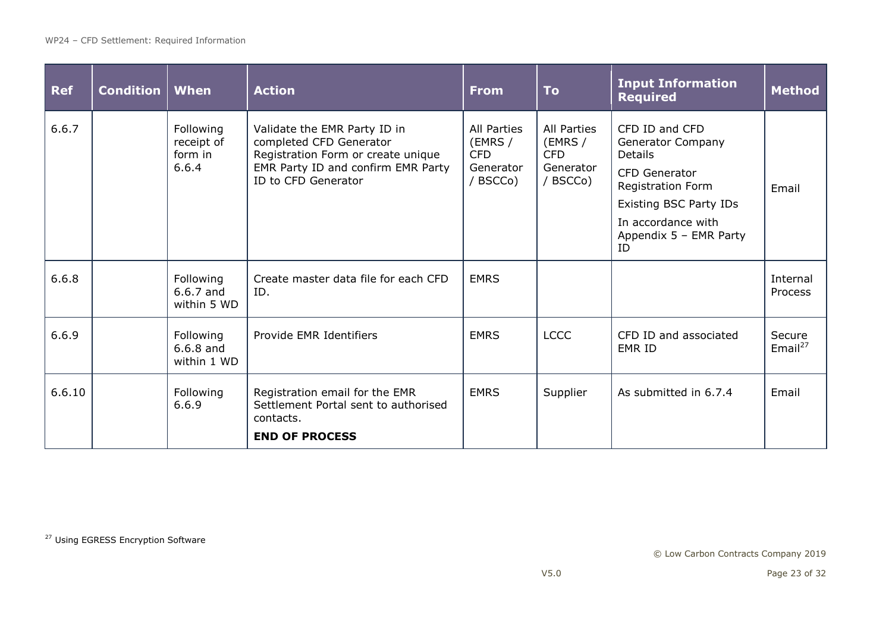| Ref | Condition | When | Action | From | To | Input Information Required | Method |
|---|---|---|---|---|---|---|---|
| 6.6.7 | | Following receipt of form in 6.6.4 | Validate the EMR Party ID in completed CFD Generator Registration Form or create unique EMR Party ID and confirm EMR Party ID to CFD Generator | All Parties (EMRS / CFD Generator / BSCCo) | All Parties (EMRS / CFD Generator / BSCCo) | CFD ID and CFD Generator Company Details<br>CFD Generator Registration Form<br>Existing BSC Party IDs<br>In accordance with Appendix 5 – EMR Party ID | Email |
| 6.6.8 | | Following 6.6.7 and within 5 WD | Create master data file for each CFD ID. | EMRS | | | Internal Process |
| 6.6.9 | | Following 6.6.8 and within 1 WD | Provide EMR Identifiers | EMRS | LCCC | CFD ID and associated EMR ID | Secure Email[27] |
| 6.6.10 | | Following 6.6.9 | Registration email for the EMR Settlement Portal sent to authorised contacts.<br>**END OF PROCESS** | EMRS | Supplier | As submitted in 6.7.4 | Email |

[27] Using EGRESS Encryption Software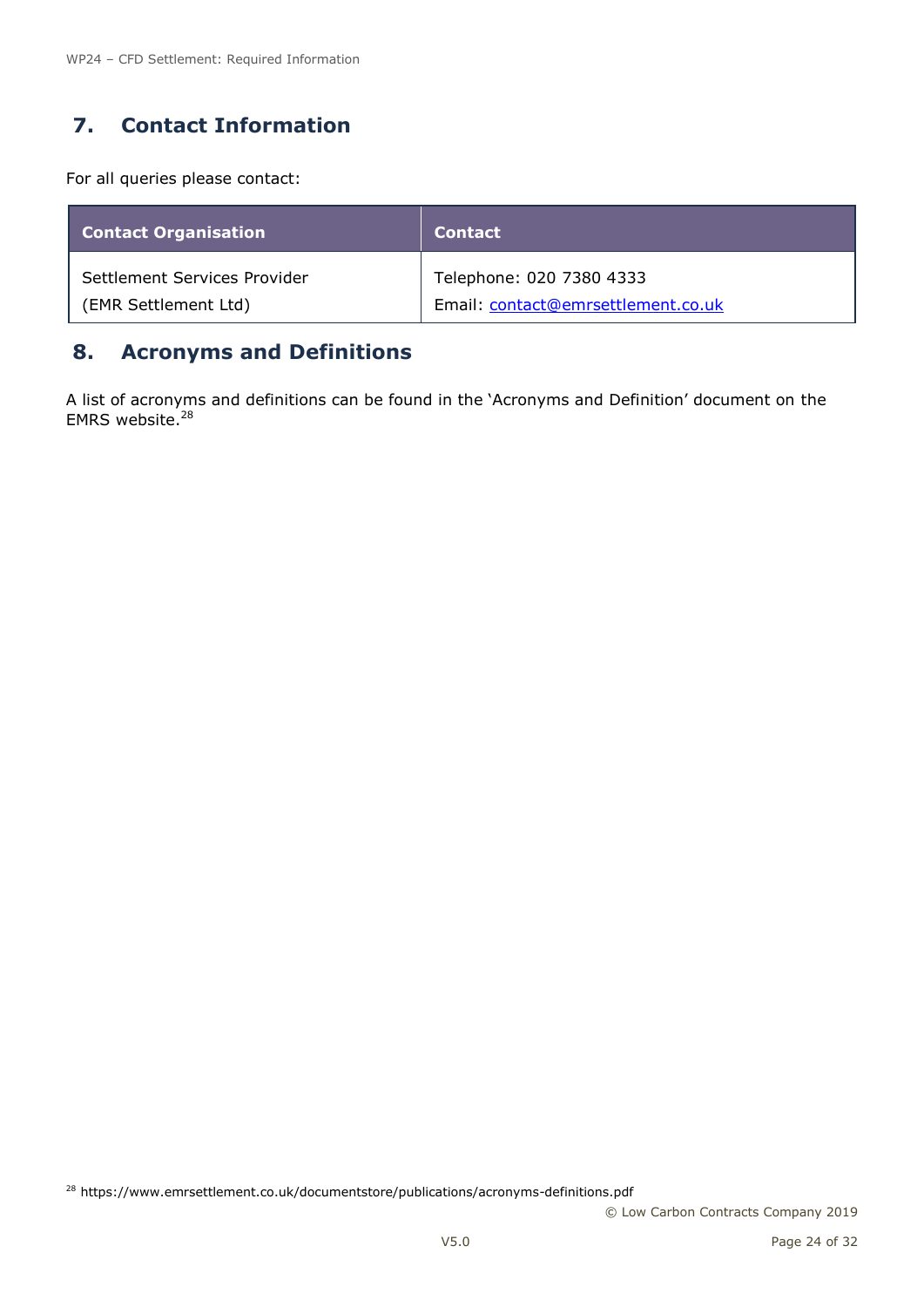## 7. Contact Information

For all queries please contact:

| Contact Organisation | Contact |
|---|---|
| Settlement Services Provider (EMR Settlement Ltd) | Telephone: 020 7380 4333 Email: contact@emrsettlement.co.uk |

## 8. Acronyms and Definitions

A list of acronyms and definitions can be found in the 'Acronyms and Definition' document on the EMRS website.[28]

[28] https://www.emrsettlement.co.uk/documentstore/publications/acronyms-definitions.pdf

© Low Carbon Contracts Company 2019

V5.0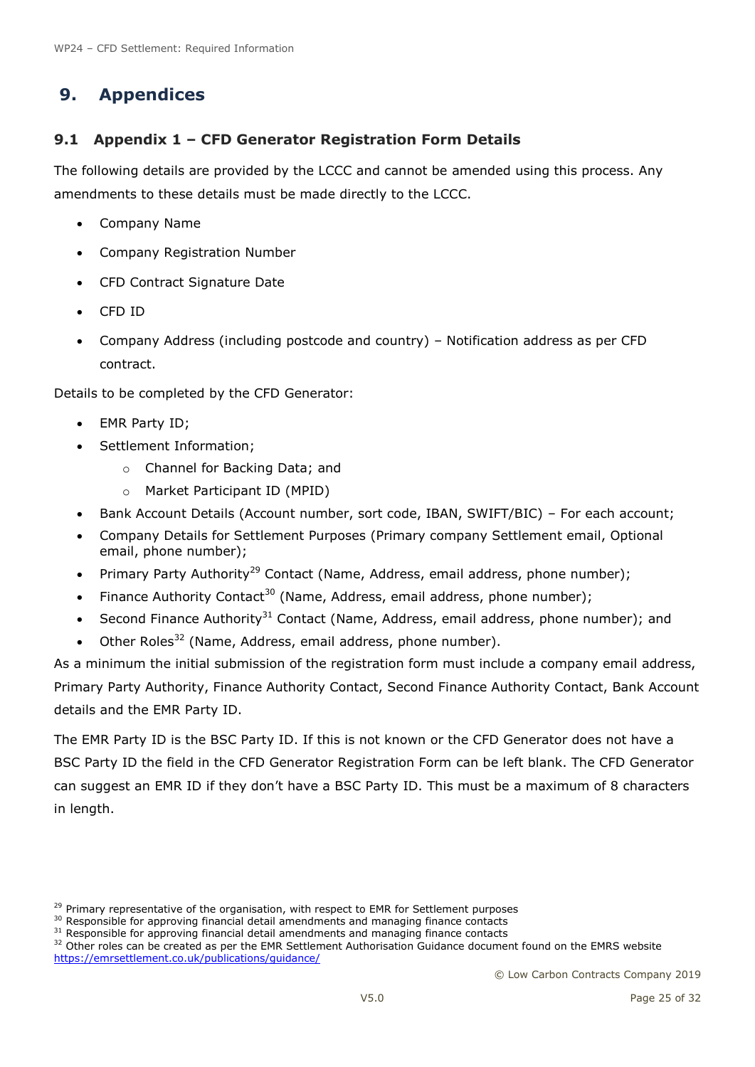# 9. Appendices

## 9.1 Appendix 1 – CFD Generator Registration Form Details

The following details are provided by the LCCC and cannot be amended using this process. Any amendments to these details must be made directly to the LCCC.

- Company Name
- Company Registration Number
- CFD Contract Signature Date
- CFD ID
- Company Address (including postcode and country) – Notification address as per CFD contract.

Details to be completed by the CFD Generator:

- EMR Party ID;
- Settlement Information;
  - Channel for Backing Data; and
  - Market Participant ID (MPID)
- Bank Account Details (Account number, sort code, IBAN, SWIFT/BIC) – For each account;
- Company Details for Settlement Purposes (Primary company Settlement email, Optional email, phone number);
- Primary Party Authority[29] Contact (Name, Address, email address, phone number);
- Finance Authority Contact[30] (Name, Address, email address, phone number);
- Second Finance Authority[31] Contact (Name, Address, email address, phone number); and
- Other Roles[32] (Name, Address, email address, phone number).

As a minimum the initial submission of the registration form must include a company email address, Primary Party Authority, Finance Authority Contact, Second Finance Authority Contact, Bank Account details and the EMR Party ID.

The EMR Party ID is the BSC Party ID. If this is not known or the CFD Generator does not have a BSC Party ID the field in the CFD Generator Registration Form can be left blank. The CFD Generator can suggest an EMR ID if they don't have a BSC Party ID. This must be a maximum of 8 characters in length.

[29] Primary representative of the organisation, with respect to EMR for Settlement purposes
[30] Responsible for approving financial detail amendments and managing finance contacts
[31] Responsible for approving financial detail amendments and managing finance contacts
[32] Other roles can be created as per the EMR Settlement Authorisation Guidance document found on the EMRS website https://emrsettlement.co.uk/publications/guidance/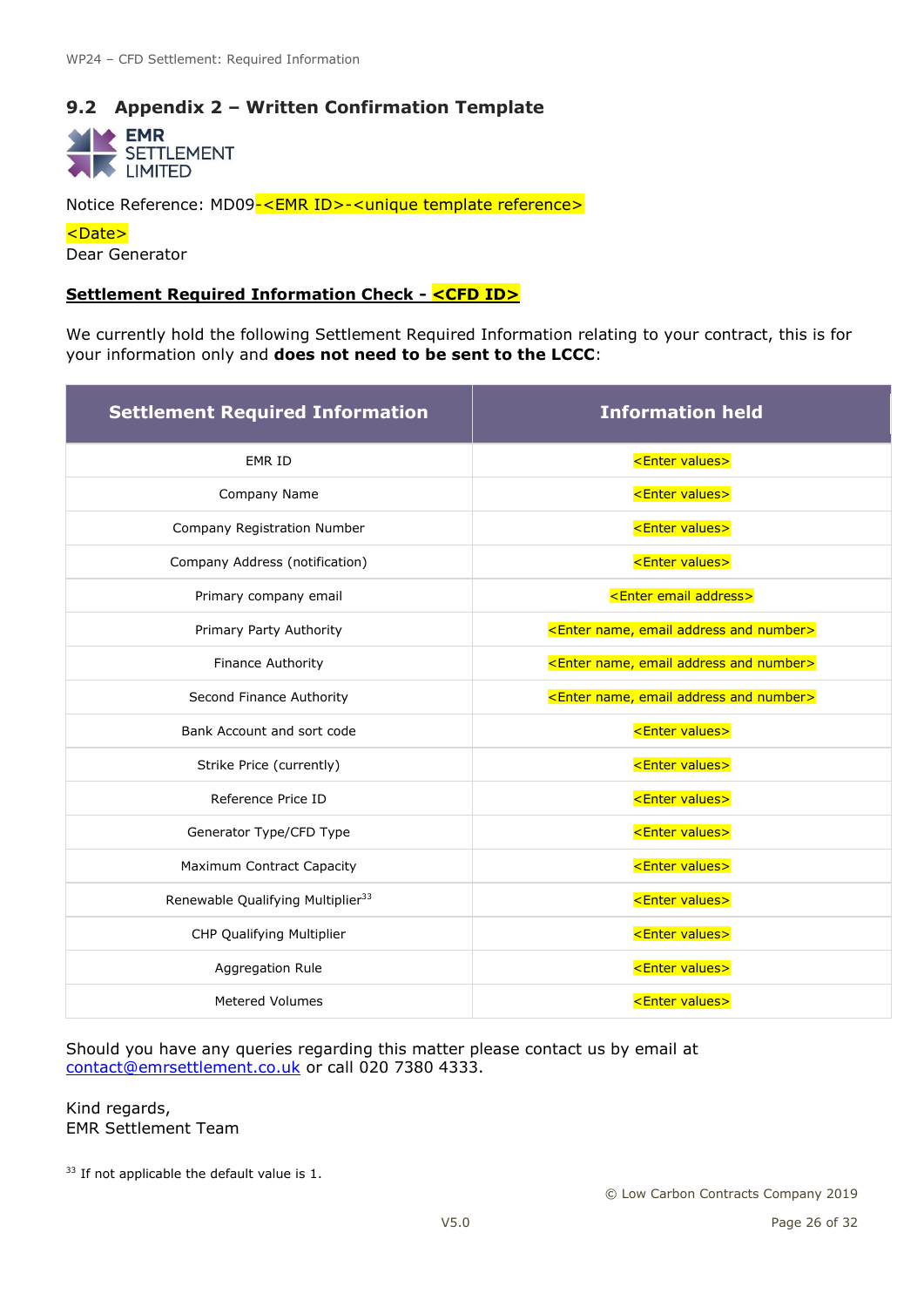## 9.2 Appendix 2 – Written Confirmation Template

EMR SETTLEMENT LIMITED

Notice Reference: MD09-<EMR ID>-<unique template reference>

<Date>
Dear Generator

**Settlement Required Information Check - <CFD ID>**

We currently hold the following Settlement Required Information relating to your contract, this is for your information only and **does not need to be sent to the LCCC**:

| Settlement Required Information | Information held |
|---|---|
| EMR ID | <Enter values> |
| Company Name | <Enter values> |
| Company Registration Number | <Enter values> |
| Company Address (notification) | <Enter values> |
| Primary company email | <Enter email address> |
| Primary Party Authority | <Enter name, email address and number> |
| Finance Authority | <Enter name, email address and number> |
| Second Finance Authority | <Enter name, email address and number> |
| Bank Account and sort code | <Enter values> |
| Strike Price (currently) | <Enter values> |
| Reference Price ID | <Enter values> |
| Generator Type/CFD Type | <Enter values> |
| Maximum Contract Capacity | <Enter values> |
| Renewable Qualifying Multiplier[33] | <Enter values> |
| CHP Qualifying Multiplier | <Enter values> |
| Aggregation Rule | <Enter values> |
| Metered Volumes | <Enter values> |

Should you have any queries regarding this matter please contact us by email at contact@emrsettlement.co.uk or call 020 7380 4333.

Kind regards,
EMR Settlement Team

[33] If not applicable the default value is 1.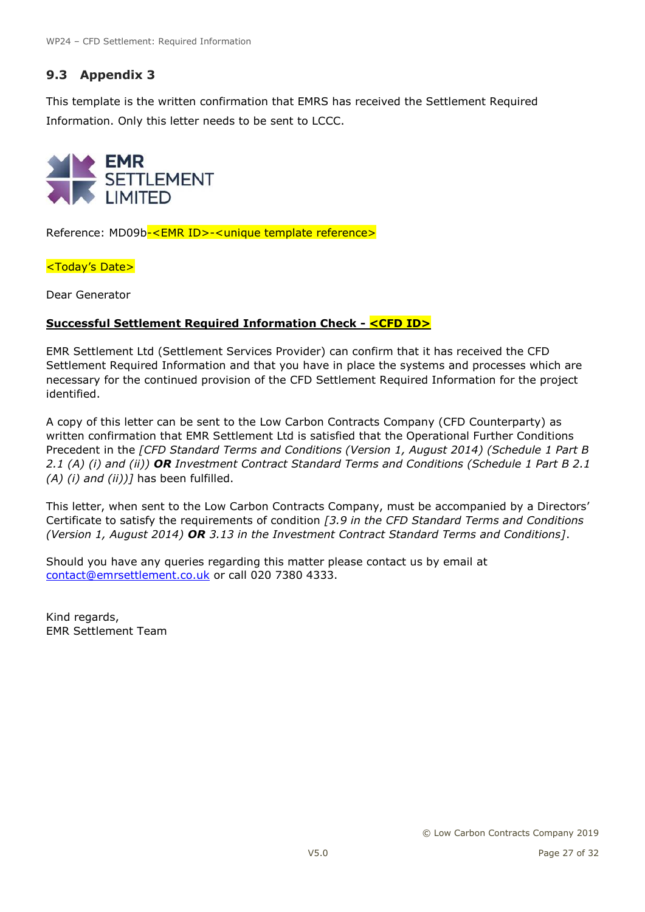## 9.3 Appendix 3

This template is the written confirmation that EMRS has received the Settlement Required Information. Only this letter needs to be sent to LCCC.

EMR SETTLEMENT LIMITED

Reference: MD09b-<EMR ID>-<unique template reference>

<Today's Date>

Dear Generator

**Successful Settlement Required Information Check - <CFD ID>**

EMR Settlement Ltd (Settlement Services Provider) can confirm that it has received the CFD Settlement Required Information and that you have in place the systems and processes which are necessary for the continued provision of the CFD Settlement Required Information for the project identified.

A copy of this letter can be sent to the Low Carbon Contracts Company (CFD Counterparty) as written confirmation that EMR Settlement Ltd is satisfied that the Operational Further Conditions Precedent in the *[CFD Standard Terms and Conditions (Version 1, August 2014) (Schedule 1 Part B 2.1 (A) (i) and (ii))* ***OR*** *Investment Contract Standard Terms and Conditions (Schedule 1 Part B 2.1 (A) (i) and (ii))]* has been fulfilled.

This letter, when sent to the Low Carbon Contracts Company, must be accompanied by a Directors' Certificate to satisfy the requirements of condition *[3.9 in the CFD Standard Terms and Conditions (Version 1, August 2014)* ***OR*** *3.13 in the Investment Contract Standard Terms and Conditions]*.

Should you have any queries regarding this matter please contact us by email at contact@emrsettlement.co.uk or call 020 7380 4333.

Kind regards,
EMR Settlement Team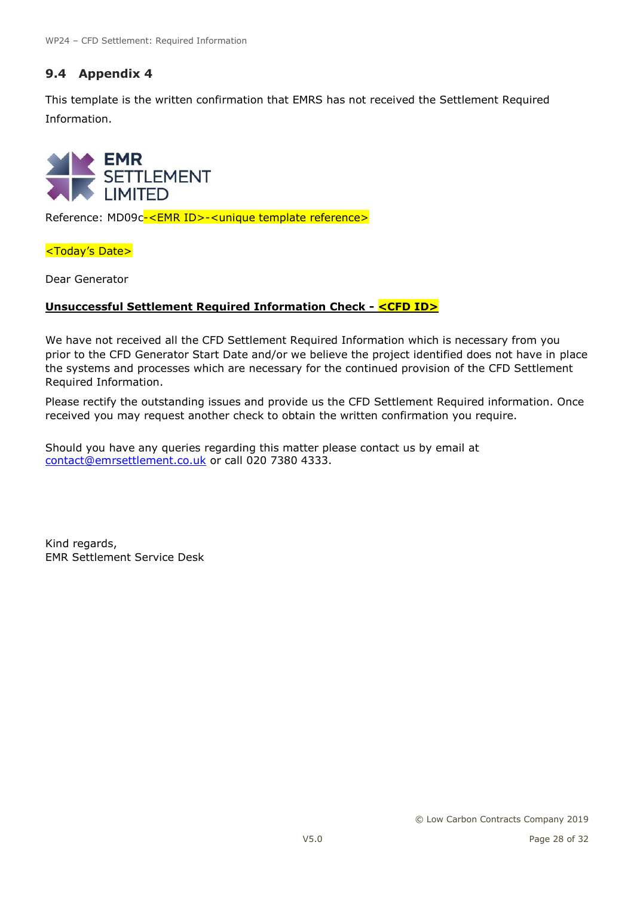## 9.4 Appendix 4

This template is the written confirmation that EMRS has not received the Settlement Required Information.

EMR SETTLEMENT LIMITED

Reference: MD09c-<EMR ID>-<unique template reference>

<Today's Date>

Dear Generator

**Unsuccessful Settlement Required Information Check - <CFD ID>**

We have not received all the CFD Settlement Required Information which is necessary from you prior to the CFD Generator Start Date and/or we believe the project identified does not have in place the systems and processes which are necessary for the continued provision of the CFD Settlement Required Information.

Please rectify the outstanding issues and provide us the CFD Settlement Required information. Once received you may request another check to obtain the written confirmation you require.

Should you have any queries regarding this matter please contact us by email at contact@emrsettlement.co.uk or call 020 7380 4333.

Kind regards,
EMR Settlement Service Desk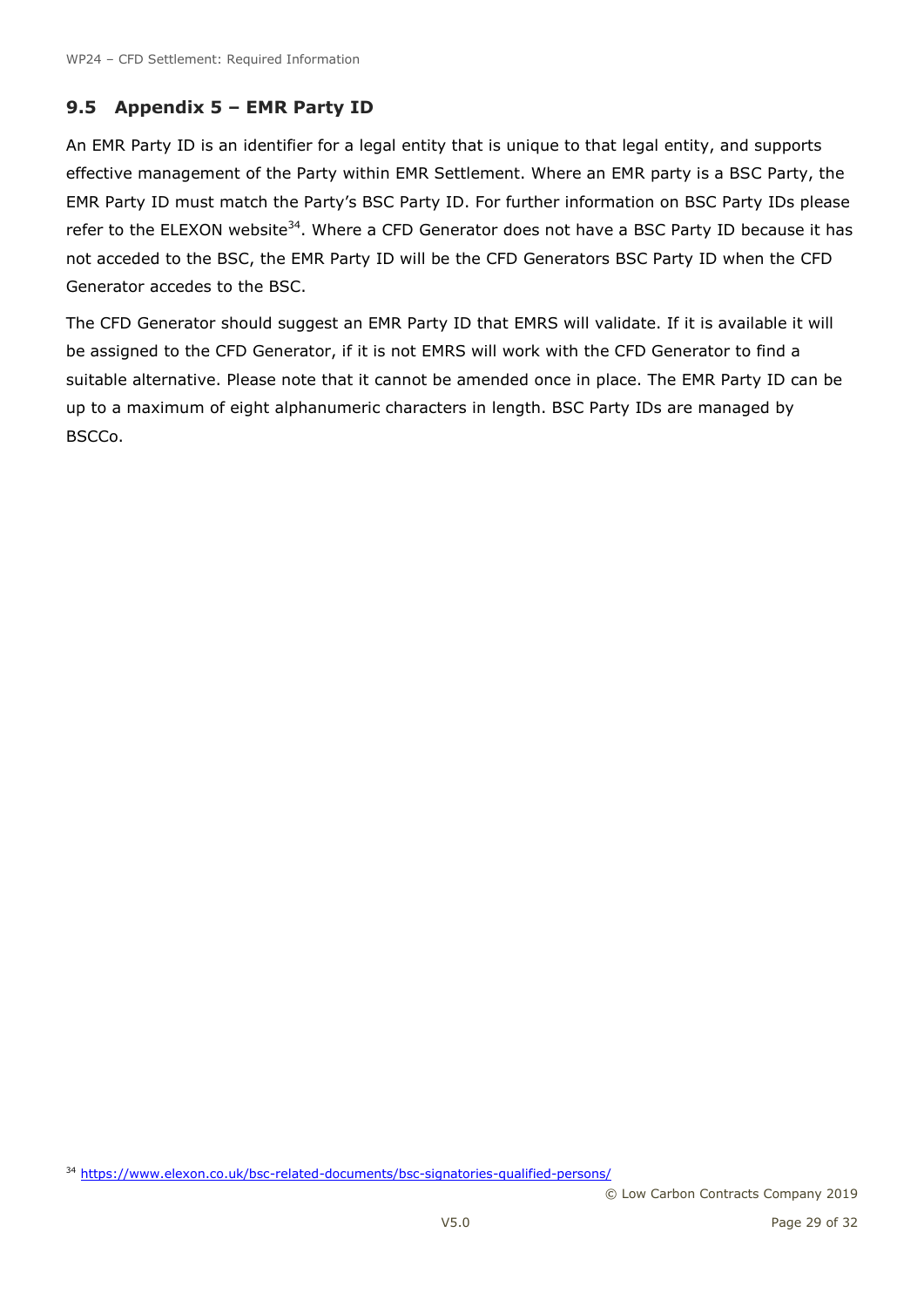## 9.5 Appendix 5 – EMR Party ID

An EMR Party ID is an identifier for a legal entity that is unique to that legal entity, and supports effective management of the Party within EMR Settlement. Where an EMR party is a BSC Party, the EMR Party ID must match the Party's BSC Party ID. For further information on BSC Party IDs please refer to the ELEXON website[34]. Where a CFD Generator does not have a BSC Party ID because it has not acceded to the BSC, the EMR Party ID will be the CFD Generators BSC Party ID when the CFD Generator accedes to the BSC.

The CFD Generator should suggest an EMR Party ID that EMRS will validate. If it is available it will be assigned to the CFD Generator, if it is not EMRS will work with the CFD Generator to find a suitable alternative. Please note that it cannot be amended once in place. The EMR Party ID can be up to a maximum of eight alphanumeric characters in length. BSC Party IDs are managed by BSCCo.

[34] https://www.elexon.co.uk/bsc-related-documents/bsc-signatories-qualified-persons/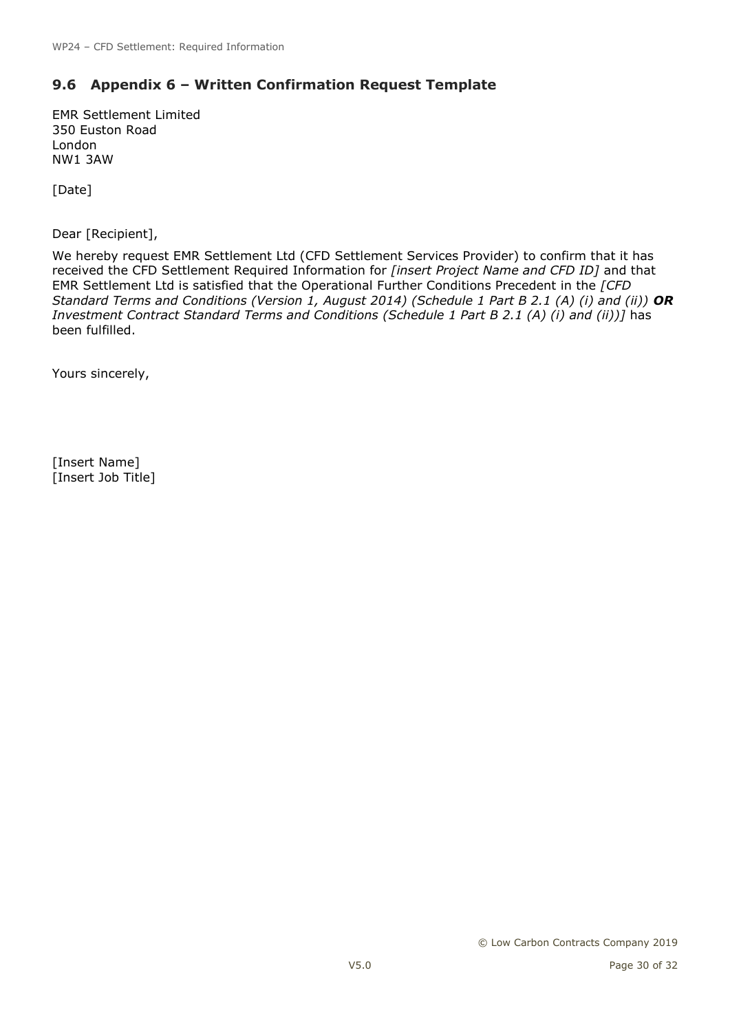## 9.6 Appendix 6 – Written Confirmation Request Template

EMR Settlement Limited
350 Euston Road
London
NW1 3AW

[Date]

Dear [Recipient],

We hereby request EMR Settlement Ltd (CFD Settlement Services Provider) to confirm that it has received the CFD Settlement Required Information for *[insert Project Name and CFD ID]* and that EMR Settlement Ltd is satisfied that the Operational Further Conditions Precedent in the *[CFD Standard Terms and Conditions (Version 1, August 2014) (Schedule 1 Part B 2.1 (A) (i) and (ii))* ***OR*** *Investment Contract Standard Terms and Conditions (Schedule 1 Part B 2.1 (A) (i) and (ii))]* has been fulfilled.

Yours sincerely,

[Insert Name]
[Insert Job Title]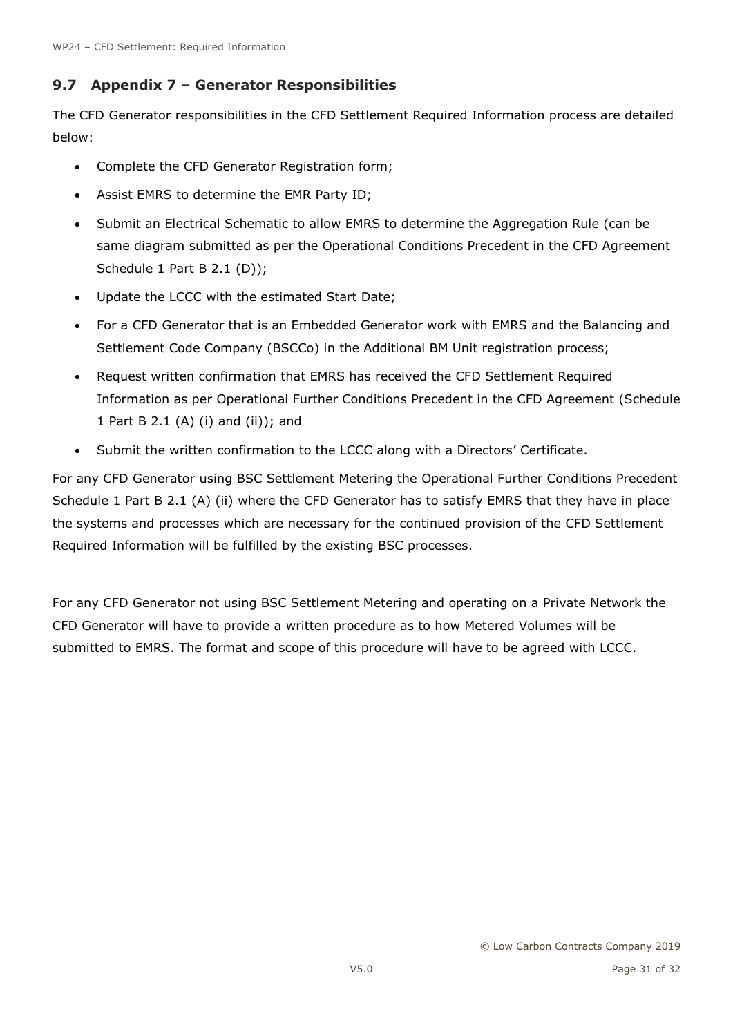## 9.7 Appendix 7 – Generator Responsibilities

The CFD Generator responsibilities in the CFD Settlement Required Information process are detailed below:

- Complete the CFD Generator Registration form;
- Assist EMRS to determine the EMR Party ID;
- Submit an Electrical Schematic to allow EMRS to determine the Aggregation Rule (can be same diagram submitted as per the Operational Conditions Precedent in the CFD Agreement Schedule 1 Part B 2.1 (D));
- Update the LCCC with the estimated Start Date;
- For a CFD Generator that is an Embedded Generator work with EMRS and the Balancing and Settlement Code Company (BSCCo) in the Additional BM Unit registration process;
- Request written confirmation that EMRS has received the CFD Settlement Required Information as per Operational Further Conditions Precedent in the CFD Agreement (Schedule 1 Part B 2.1 (A) (i) and (ii)); and
- Submit the written confirmation to the LCCC along with a Directors' Certificate.

For any CFD Generator using BSC Settlement Metering the Operational Further Conditions Precedent Schedule 1 Part B 2.1 (A) (ii) where the CFD Generator has to satisfy EMRS that they have in place the systems and processes which are necessary for the continued provision of the CFD Settlement Required Information will be fulfilled by the existing BSC processes.

For any CFD Generator not using BSC Settlement Metering and operating on a Private Network the CFD Generator will have to provide a written procedure as to how Metered Volumes will be submitted to EMRS. The format and scope of this procedure will have to be agreed with LCCC.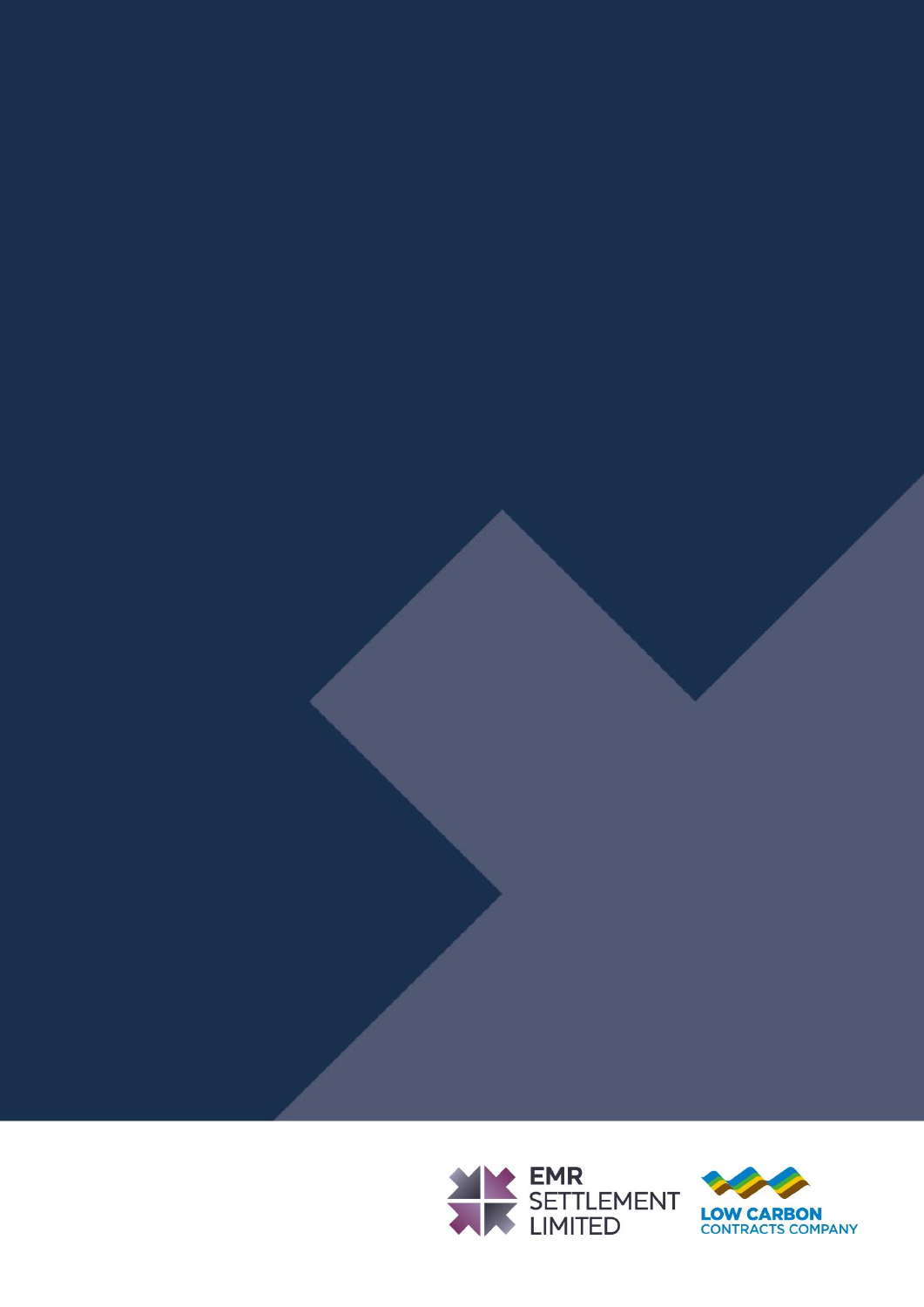EMR SETTLEMENT LIMITED

LOW CARBON CONTRACTS COMPANY